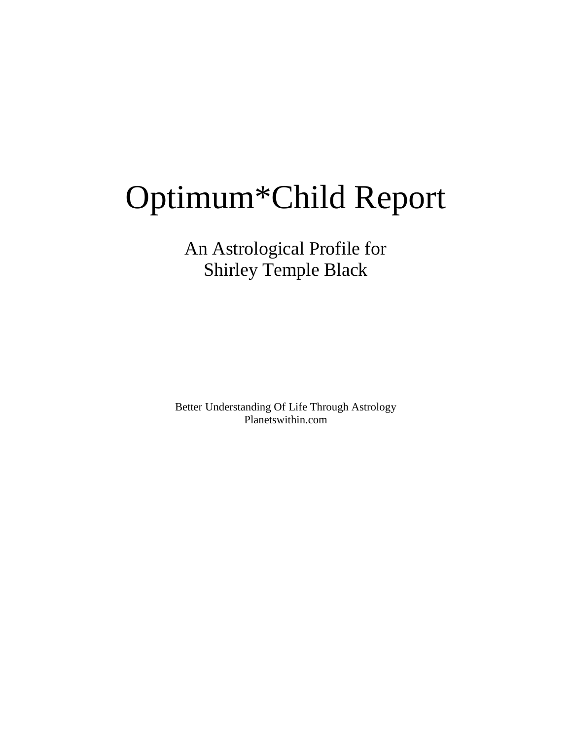# Optimum*Child Report

An Astrological Profile for
Shirley Temple Black

Better Understanding Of Life Through Astrology
Planetswithin.com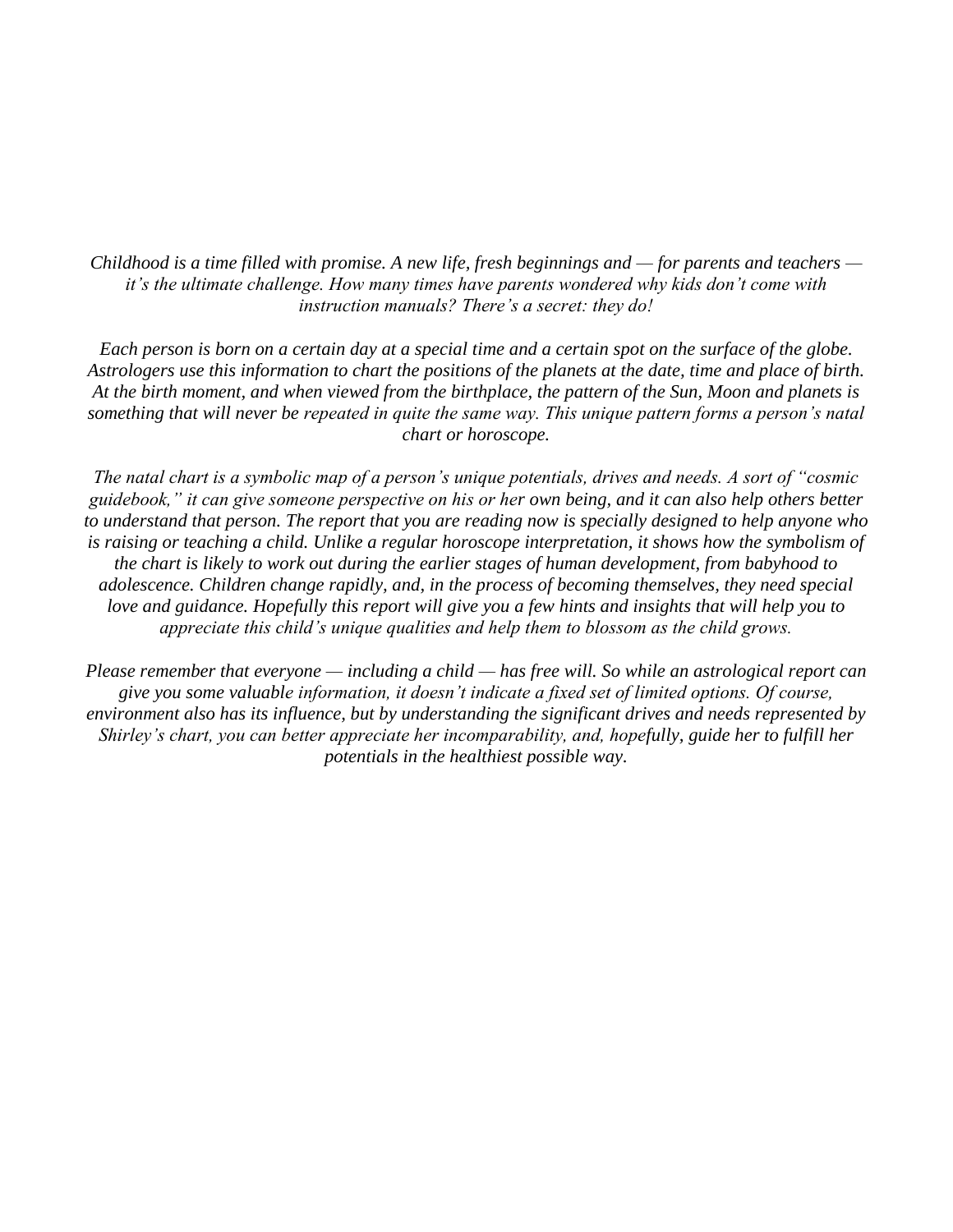*Childhood is a time filled with promise. A new life, fresh beginnings and — for parents and teachers — it's the ultimate challenge. How many times have parents wondered why kids don't come with instruction manuals? There's a secret: they do!*

*Each person is born on a certain day at a special time and a certain spot on the surface of the globe. Astrologers use this information to chart the positions of the planets at the date, time and place of birth. At the birth moment, and when viewed from the birthplace, the pattern of the Sun, Moon and planets is something that will never be repeated in quite the same way. This unique pattern forms a person's natal chart or horoscope.*

*The natal chart is a symbolic map of a person's unique potentials, drives and needs. A sort of "cosmic guidebook," it can give someone perspective on his or her own being, and it can also help others better to understand that person. The report that you are reading now is specially designed to help anyone who is raising or teaching a child. Unlike a regular horoscope interpretation, it shows how the symbolism of the chart is likely to work out during the earlier stages of human development, from babyhood to adolescence. Children change rapidly, and, in the process of becoming themselves, they need special love and guidance. Hopefully this report will give you a few hints and insights that will help you to appreciate this child's unique qualities and help them to blossom as the child grows.*

*Please remember that everyone — including a child — has free will. So while an astrological report can give you some valuable information, it doesn't indicate a fixed set of limited options. Of course, environment also has its influence, but by understanding the significant drives and needs represented by Shirley's chart, you can better appreciate her incomparability, and, hopefully, guide her to fulfill her potentials in the healthiest possible way.*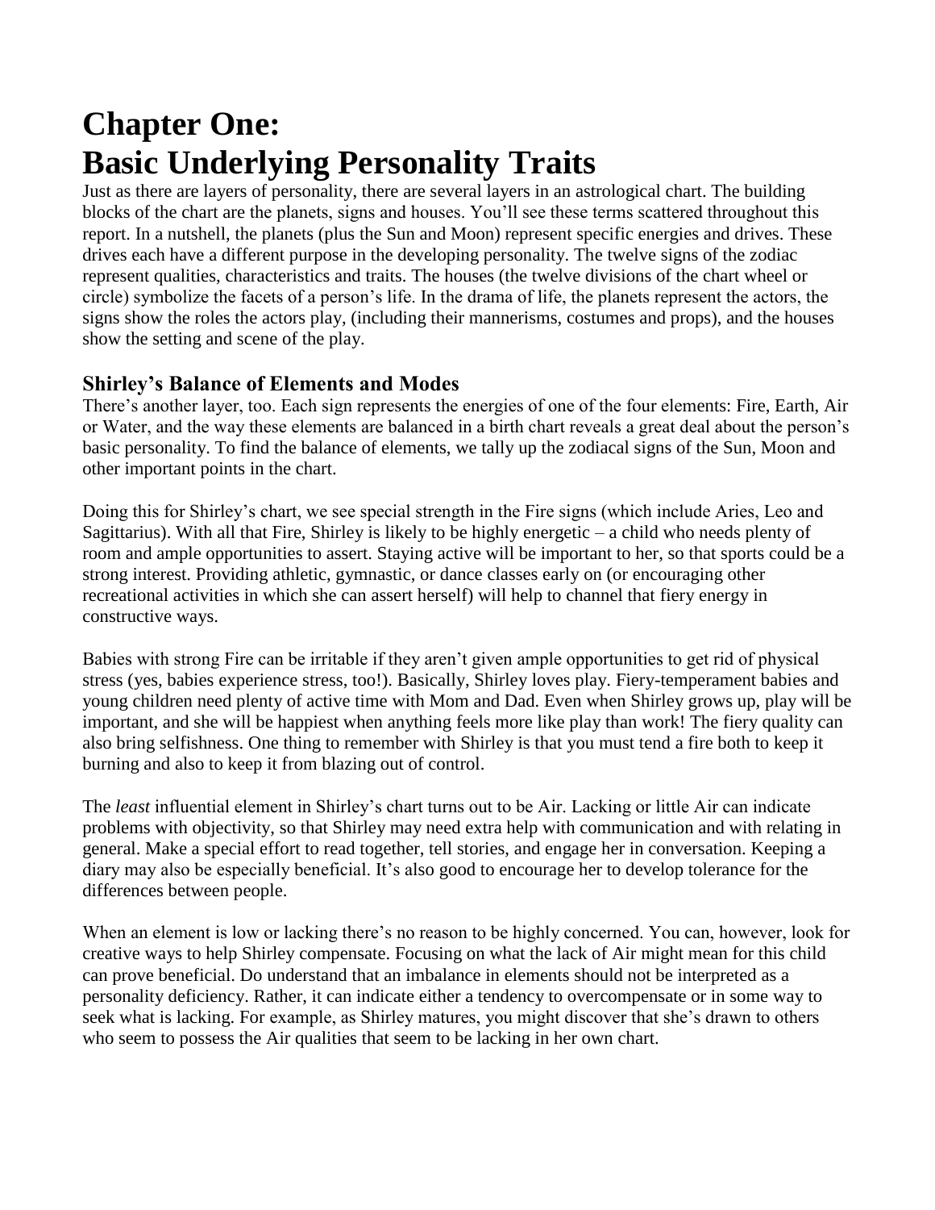# Chapter One: Basic Underlying Personality Traits

Just as there are layers of personality, there are several layers in an astrological chart. The building blocks of the chart are the planets, signs and houses. You'll see these terms scattered throughout this report. In a nutshell, the planets (plus the Sun and Moon) represent specific energies and drives. These drives each have a different purpose in the developing personality. The twelve signs of the zodiac represent qualities, characteristics and traits. The houses (the twelve divisions of the chart wheel or circle) symbolize the facets of a person's life. In the drama of life, the planets represent the actors, the signs show the roles the actors play, (including their mannerisms, costumes and props), and the houses show the setting and scene of the play.

### Shirley's Balance of Elements and Modes

There's another layer, too. Each sign represents the energies of one of the four elements: Fire, Earth, Air or Water, and the way these elements are balanced in a birth chart reveals a great deal about the person's basic personality. To find the balance of elements, we tally up the zodiacal signs of the Sun, Moon and other important points in the chart.

Doing this for Shirley's chart, we see special strength in the Fire signs (which include Aries, Leo and Sagittarius). With all that Fire, Shirley is likely to be highly energetic – a child who needs plenty of room and ample opportunities to assert. Staying active will be important to her, so that sports could be a strong interest. Providing athletic, gymnastic, or dance classes early on (or encouraging other recreational activities in which she can assert herself) will help to channel that fiery energy in constructive ways.

Babies with strong Fire can be irritable if they aren't given ample opportunities to get rid of physical stress (yes, babies experience stress, too!). Basically, Shirley loves play. Fiery-temperament babies and young children need plenty of active time with Mom and Dad. Even when Shirley grows up, play will be important, and she will be happiest when anything feels more like play than work! The fiery quality can also bring selfishness. One thing to remember with Shirley is that you must tend a fire both to keep it burning and also to keep it from blazing out of control.

The *least* influential element in Shirley's chart turns out to be Air. Lacking or little Air can indicate problems with objectivity, so that Shirley may need extra help with communication and with relating in general. Make a special effort to read together, tell stories, and engage her in conversation. Keeping a diary may also be especially beneficial. It's also good to encourage her to develop tolerance for the differences between people.

When an element is low or lacking there's no reason to be highly concerned. You can, however, look for creative ways to help Shirley compensate. Focusing on what the lack of Air might mean for this child can prove beneficial. Do understand that an imbalance in elements should not be interpreted as a personality deficiency. Rather, it can indicate either a tendency to overcompensate or in some way to seek what is lacking. For example, as Shirley matures, you might discover that she's drawn to others who seem to possess the Air qualities that seem to be lacking in her own chart.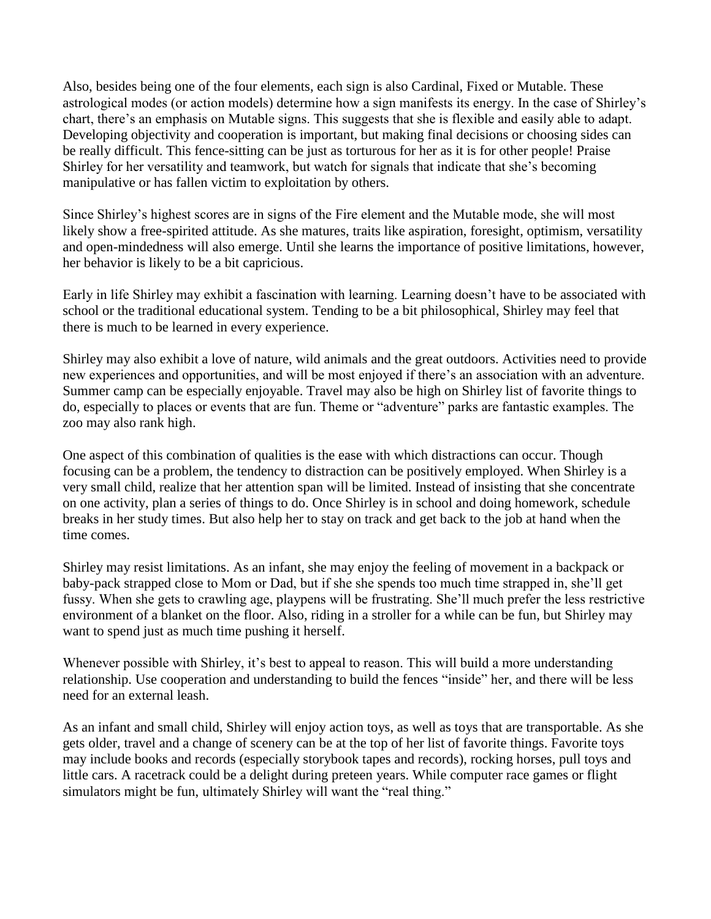Also, besides being one of the four elements, each sign is also Cardinal, Fixed or Mutable. These astrological modes (or action models) determine how a sign manifests its energy. In the case of Shirley's chart, there's an emphasis on Mutable signs. This suggests that she is flexible and easily able to adapt. Developing objectivity and cooperation is important, but making final decisions or choosing sides can be really difficult. This fence-sitting can be just as torturous for her as it is for other people! Praise Shirley for her versatility and teamwork, but watch for signals that indicate that she's becoming manipulative or has fallen victim to exploitation by others.

Since Shirley's highest scores are in signs of the Fire element and the Mutable mode, she will most likely show a free-spirited attitude. As she matures, traits like aspiration, foresight, optimism, versatility and open-mindedness will also emerge. Until she learns the importance of positive limitations, however, her behavior is likely to be a bit capricious.

Early in life Shirley may exhibit a fascination with learning. Learning doesn't have to be associated with school or the traditional educational system. Tending to be a bit philosophical, Shirley may feel that there is much to be learned in every experience.

Shirley may also exhibit a love of nature, wild animals and the great outdoors. Activities need to provide new experiences and opportunities, and will be most enjoyed if there's an association with an adventure. Summer camp can be especially enjoyable. Travel may also be high on Shirley list of favorite things to do, especially to places or events that are fun. Theme or "adventure" parks are fantastic examples. The zoo may also rank high.

One aspect of this combination of qualities is the ease with which distractions can occur. Though focusing can be a problem, the tendency to distraction can be positively employed. When Shirley is a very small child, realize that her attention span will be limited. Instead of insisting that she concentrate on one activity, plan a series of things to do. Once Shirley is in school and doing homework, schedule breaks in her study times. But also help her to stay on track and get back to the job at hand when the time comes.

Shirley may resist limitations. As an infant, she may enjoy the feeling of movement in a backpack or baby-pack strapped close to Mom or Dad, but if she she spends too much time strapped in, she'll get fussy. When she gets to crawling age, playpens will be frustrating. She'll much prefer the less restrictive environment of a blanket on the floor. Also, riding in a stroller for a while can be fun, but Shirley may want to spend just as much time pushing it herself.

Whenever possible with Shirley, it's best to appeal to reason. This will build a more understanding relationship. Use cooperation and understanding to build the fences "inside" her, and there will be less need for an external leash.

As an infant and small child, Shirley will enjoy action toys, as well as toys that are transportable. As she gets older, travel and a change of scenery can be at the top of her list of favorite things. Favorite toys may include books and records (especially storybook tapes and records), rocking horses, pull toys and little cars. A racetrack could be a delight during preteen years. While computer race games or flight simulators might be fun, ultimately Shirley will want the "real thing."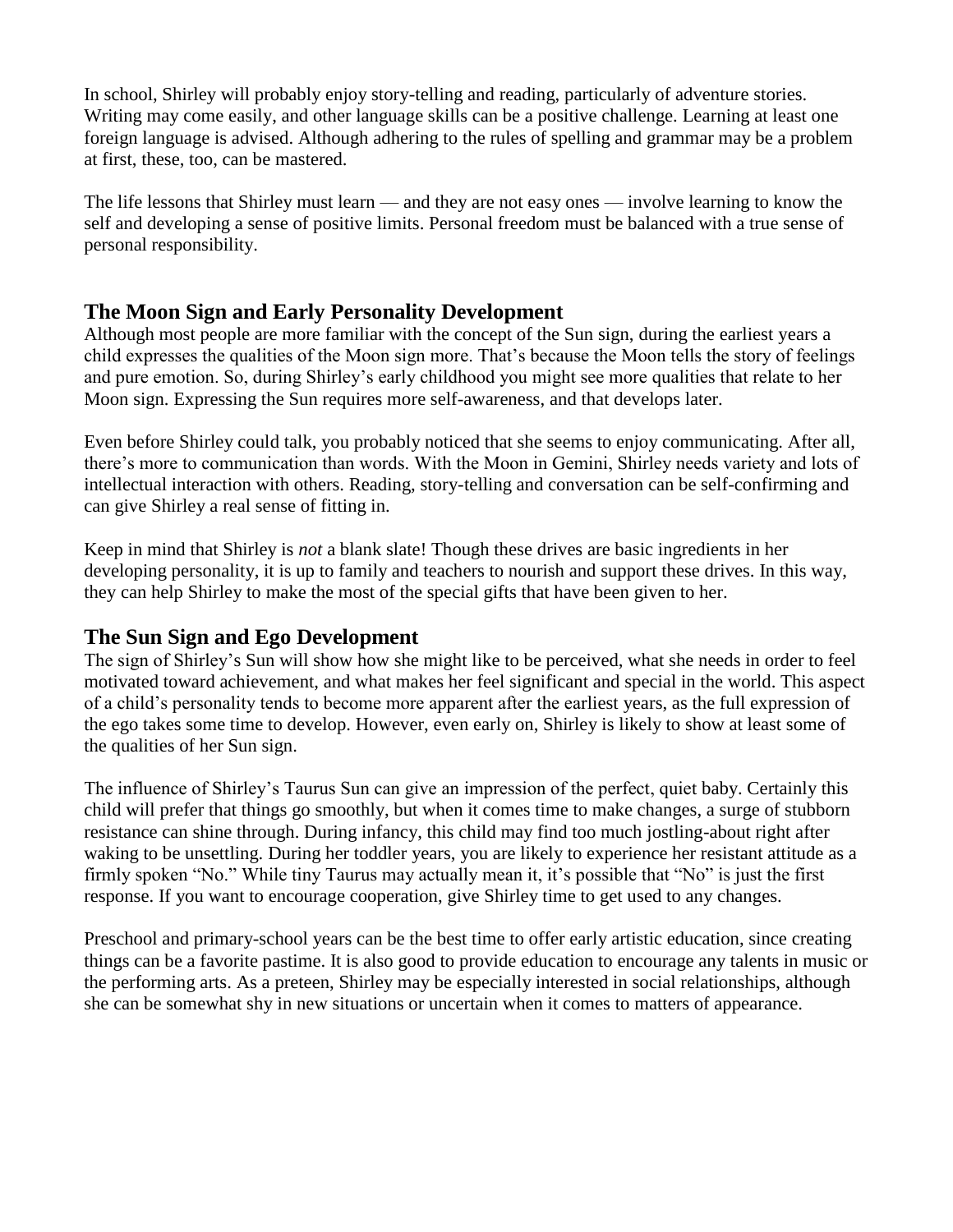In school, Shirley will probably enjoy story-telling and reading, particularly of adventure stories. Writing may come easily, and other language skills can be a positive challenge. Learning at least one foreign language is advised. Although adhering to the rules of spelling and grammar may be a problem at first, these, too, can be mastered.

The life lessons that Shirley must learn — and they are not easy ones — involve learning to know the self and developing a sense of positive limits. Personal freedom must be balanced with a true sense of personal responsibility.

## The Moon Sign and Early Personality Development

Although most people are more familiar with the concept of the Sun sign, during the earliest years a child expresses the qualities of the Moon sign more. That's because the Moon tells the story of feelings and pure emotion. So, during Shirley's early childhood you might see more qualities that relate to her Moon sign. Expressing the Sun requires more self-awareness, and that develops later.

Even before Shirley could talk, you probably noticed that she seems to enjoy communicating. After all, there's more to communication than words. With the Moon in Gemini, Shirley needs variety and lots of intellectual interaction with others. Reading, story-telling and conversation can be self-confirming and can give Shirley a real sense of fitting in.

Keep in mind that Shirley is *not* a blank slate! Though these drives are basic ingredients in her developing personality, it is up to family and teachers to nourish and support these drives. In this way, they can help Shirley to make the most of the special gifts that have been given to her.

## The Sun Sign and Ego Development

The sign of Shirley's Sun will show how she might like to be perceived, what she needs in order to feel motivated toward achievement, and what makes her feel significant and special in the world. This aspect of a child's personality tends to become more apparent after the earliest years, as the full expression of the ego takes some time to develop. However, even early on, Shirley is likely to show at least some of the qualities of her Sun sign.

The influence of Shirley's Taurus Sun can give an impression of the perfect, quiet baby. Certainly this child will prefer that things go smoothly, but when it comes time to make changes, a surge of stubborn resistance can shine through. During infancy, this child may find too much jostling-about right after waking to be unsettling. During her toddler years, you are likely to experience her resistant attitude as a firmly spoken "No." While tiny Taurus may actually mean it, it's possible that "No" is just the first response. If you want to encourage cooperation, give Shirley time to get used to any changes.

Preschool and primary-school years can be the best time to offer early artistic education, since creating things can be a favorite pastime. It is also good to provide education to encourage any talents in music or the performing arts. As a preteen, Shirley may be especially interested in social relationships, although she can be somewhat shy in new situations or uncertain when it comes to matters of appearance.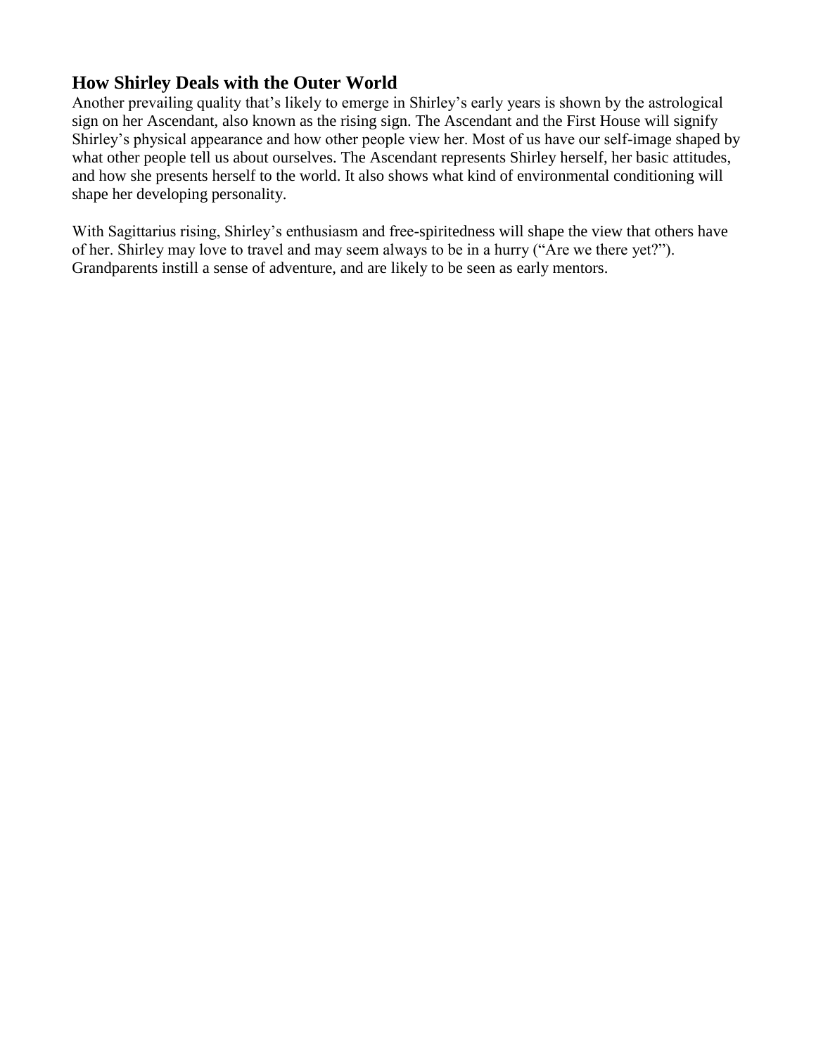## How Shirley Deals with the Outer World

Another prevailing quality that's likely to emerge in Shirley's early years is shown by the astrological sign on her Ascendant, also known as the rising sign. The Ascendant and the First House will signify Shirley's physical appearance and how other people view her. Most of us have our self-image shaped by what other people tell us about ourselves. The Ascendant represents Shirley herself, her basic attitudes, and how she presents herself to the world. It also shows what kind of environmental conditioning will shape her developing personality.

With Sagittarius rising, Shirley's enthusiasm and free-spiritedness will shape the view that others have of her. Shirley may love to travel and may seem always to be in a hurry ("Are we there yet?"). Grandparents instill a sense of adventure, and are likely to be seen as early mentors.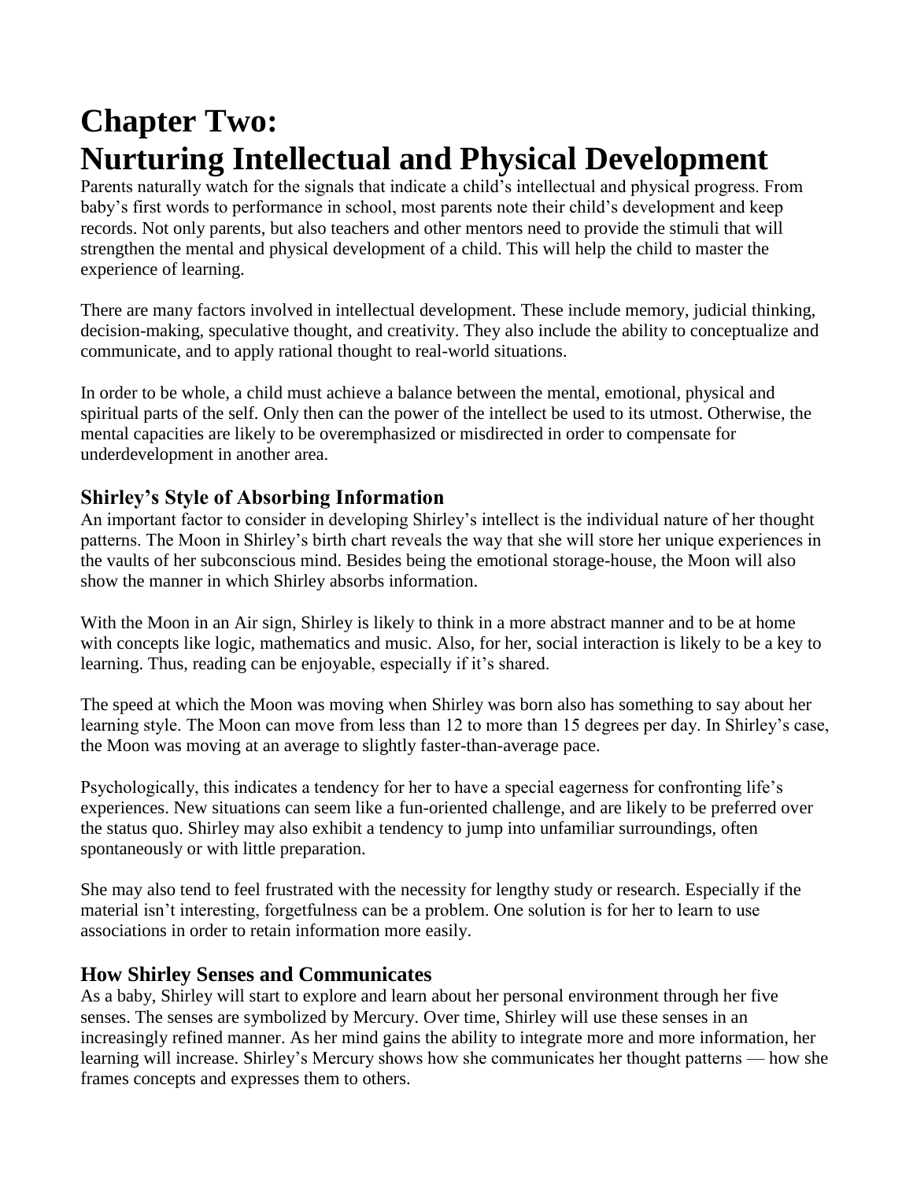# Chapter Two: Nurturing Intellectual and Physical Development

Parents naturally watch for the signals that indicate a child's intellectual and physical progress. From baby's first words to performance in school, most parents note their child's development and keep records. Not only parents, but also teachers and other mentors need to provide the stimuli that will strengthen the mental and physical development of a child. This will help the child to master the experience of learning.

There are many factors involved in intellectual development. These include memory, judicial thinking, decision-making, speculative thought, and creativity. They also include the ability to conceptualize and communicate, and to apply rational thought to real-world situations.

In order to be whole, a child must achieve a balance between the mental, emotional, physical and spiritual parts of the self. Only then can the power of the intellect be used to its utmost. Otherwise, the mental capacities are likely to be overemphasized or misdirected in order to compensate for underdevelopment in another area.

## Shirley's Style of Absorbing Information

An important factor to consider in developing Shirley's intellect is the individual nature of her thought patterns. The Moon in Shirley's birth chart reveals the way that she will store her unique experiences in the vaults of her subconscious mind. Besides being the emotional storage-house, the Moon will also show the manner in which Shirley absorbs information.

With the Moon in an Air sign, Shirley is likely to think in a more abstract manner and to be at home with concepts like logic, mathematics and music. Also, for her, social interaction is likely to be a key to learning. Thus, reading can be enjoyable, especially if it's shared.

The speed at which the Moon was moving when Shirley was born also has something to say about her learning style. The Moon can move from less than 12 to more than 15 degrees per day. In Shirley's case, the Moon was moving at an average to slightly faster-than-average pace.

Psychologically, this indicates a tendency for her to have a special eagerness for confronting life's experiences. New situations can seem like a fun-oriented challenge, and are likely to be preferred over the status quo. Shirley may also exhibit a tendency to jump into unfamiliar surroundings, often spontaneously or with little preparation.

She may also tend to feel frustrated with the necessity for lengthy study or research. Especially if the material isn't interesting, forgetfulness can be a problem. One solution is for her to learn to use associations in order to retain information more easily.

## How Shirley Senses and Communicates

As a baby, Shirley will start to explore and learn about her personal environment through her five senses. The senses are symbolized by Mercury. Over time, Shirley will use these senses in an increasingly refined manner. As her mind gains the ability to integrate more and more information, her learning will increase. Shirley's Mercury shows how she communicates her thought patterns — how she frames concepts and expresses them to others.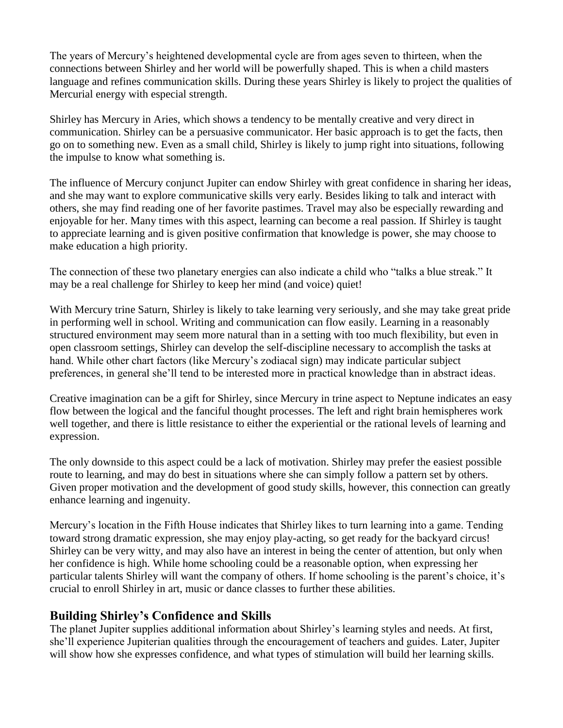The years of Mercury's heightened developmental cycle are from ages seven to thirteen, when the connections between Shirley and her world will be powerfully shaped. This is when a child masters language and refines communication skills. During these years Shirley is likely to project the qualities of Mercurial energy with especial strength.

Shirley has Mercury in Aries, which shows a tendency to be mentally creative and very direct in communication. Shirley can be a persuasive communicator. Her basic approach is to get the facts, then go on to something new. Even as a small child, Shirley is likely to jump right into situations, following the impulse to know what something is.

The influence of Mercury conjunct Jupiter can endow Shirley with great confidence in sharing her ideas, and she may want to explore communicative skills very early. Besides liking to talk and interact with others, she may find reading one of her favorite pastimes. Travel may also be especially rewarding and enjoyable for her. Many times with this aspect, learning can become a real passion. If Shirley is taught to appreciate learning and is given positive confirmation that knowledge is power, she may choose to make education a high priority.

The connection of these two planetary energies can also indicate a child who "talks a blue streak." It may be a real challenge for Shirley to keep her mind (and voice) quiet!

With Mercury trine Saturn, Shirley is likely to take learning very seriously, and she may take great pride in performing well in school. Writing and communication can flow easily. Learning in a reasonably structured environment may seem more natural than in a setting with too much flexibility, but even in open classroom settings, Shirley can develop the self-discipline necessary to accomplish the tasks at hand. While other chart factors (like Mercury's zodiacal sign) may indicate particular subject preferences, in general she'll tend to be interested more in practical knowledge than in abstract ideas.

Creative imagination can be a gift for Shirley, since Mercury in trine aspect to Neptune indicates an easy flow between the logical and the fanciful thought processes. The left and right brain hemispheres work well together, and there is little resistance to either the experiential or the rational levels of learning and expression.

The only downside to this aspect could be a lack of motivation. Shirley may prefer the easiest possible route to learning, and may do best in situations where she can simply follow a pattern set by others. Given proper motivation and the development of good study skills, however, this connection can greatly enhance learning and ingenuity.

Mercury's location in the Fifth House indicates that Shirley likes to turn learning into a game. Tending toward strong dramatic expression, she may enjoy play-acting, so get ready for the backyard circus! Shirley can be very witty, and may also have an interest in being the center of attention, but only when her confidence is high. While home schooling could be a reasonable option, when expressing her particular talents Shirley will want the company of others. If home schooling is the parent's choice, it's crucial to enroll Shirley in art, music or dance classes to further these abilities.

## Building Shirley's Confidence and Skills

The planet Jupiter supplies additional information about Shirley's learning styles and needs. At first, she'll experience Jupiterian qualities through the encouragement of teachers and guides. Later, Jupiter will show how she expresses confidence, and what types of stimulation will build her learning skills.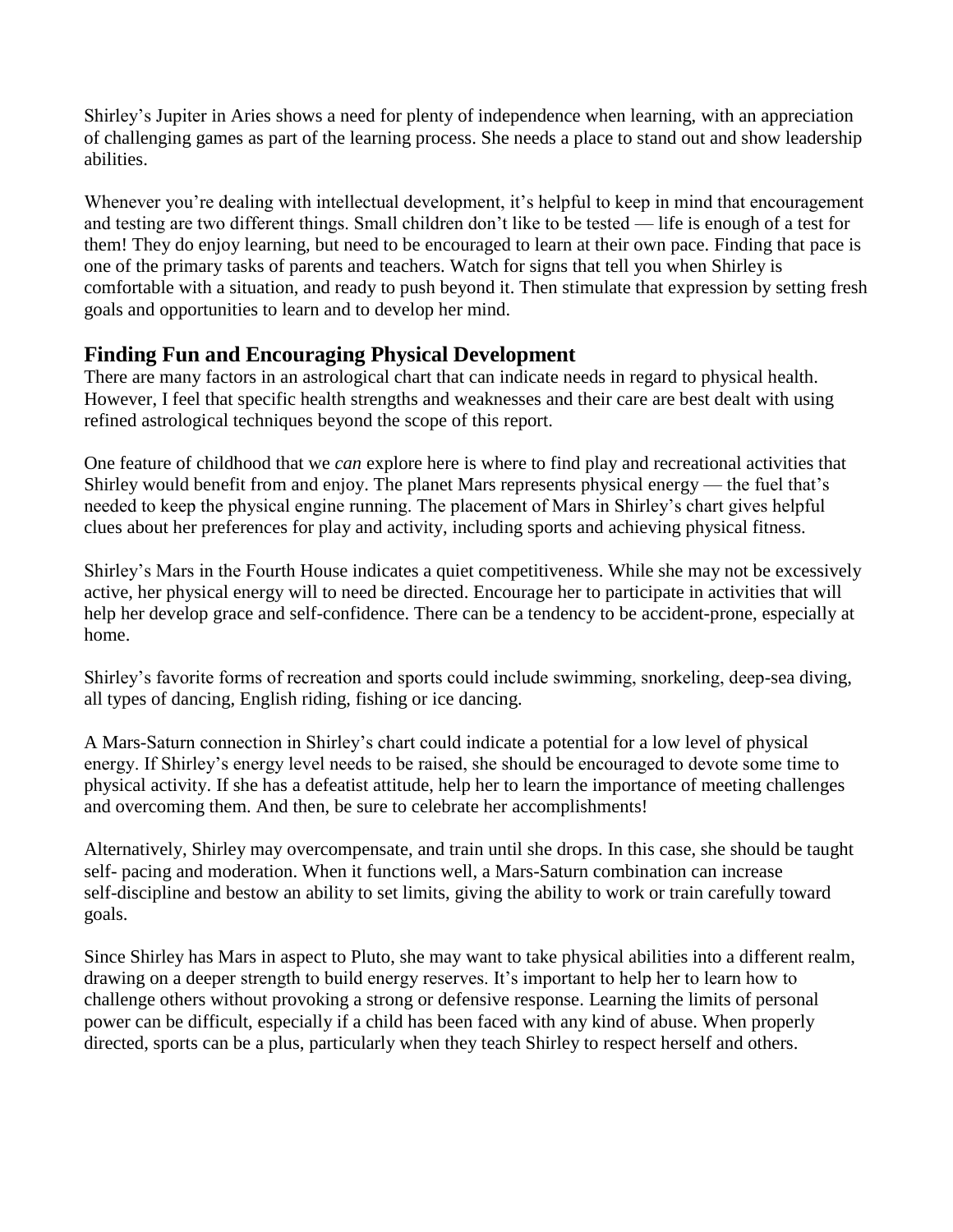Shirley’s Jupiter in Aries shows a need for plenty of independence when learning, with an appreciation of challenging games as part of the learning process. She needs a place to stand out and show leadership abilities.

Whenever you’re dealing with intellectual development, it’s helpful to keep in mind that encouragement and testing are two different things. Small children don’t like to be tested — life is enough of a test for them! They do enjoy learning, but need to be encouraged to learn at their own pace. Finding that pace is one of the primary tasks of parents and teachers. Watch for signs that tell you when Shirley is comfortable with a situation, and ready to push beyond it. Then stimulate that expression by setting fresh goals and opportunities to learn and to develop her mind.

## Finding Fun and Encouraging Physical Development

There are many factors in an astrological chart that can indicate needs in regard to physical health. However, I feel that specific health strengths and weaknesses and their care are best dealt with using refined astrological techniques beyond the scope of this report.

One feature of childhood that we *can* explore here is where to find play and recreational activities that Shirley would benefit from and enjoy. The planet Mars represents physical energy — the fuel that’s needed to keep the physical engine running. The placement of Mars in Shirley’s chart gives helpful clues about her preferences for play and activity, including sports and achieving physical fitness.

Shirley’s Mars in the Fourth House indicates a quiet competitiveness. While she may not be excessively active, her physical energy will to need be directed. Encourage her to participate in activities that will help her develop grace and self-confidence. There can be a tendency to be accident-prone, especially at home.

Shirley’s favorite forms of recreation and sports could include swimming, snorkeling, deep-sea diving, all types of dancing, English riding, fishing or ice dancing.

A Mars-Saturn connection in Shirley’s chart could indicate a potential for a low level of physical energy. If Shirley’s energy level needs to be raised, she should be encouraged to devote some time to physical activity. If she has a defeatist attitude, help her to learn the importance of meeting challenges and overcoming them. And then, be sure to celebrate her accomplishments!

Alternatively, Shirley may overcompensate, and train until she drops. In this case, she should be taught self- pacing and moderation. When it functions well, a Mars-Saturn combination can increase self-discipline and bestow an ability to set limits, giving the ability to work or train carefully toward goals.

Since Shirley has Mars in aspect to Pluto, she may want to take physical abilities into a different realm, drawing on a deeper strength to build energy reserves. It’s important to help her to learn how to challenge others without provoking a strong or defensive response. Learning the limits of personal power can be difficult, especially if a child has been faced with any kind of abuse. When properly directed, sports can be a plus, particularly when they teach Shirley to respect herself and others.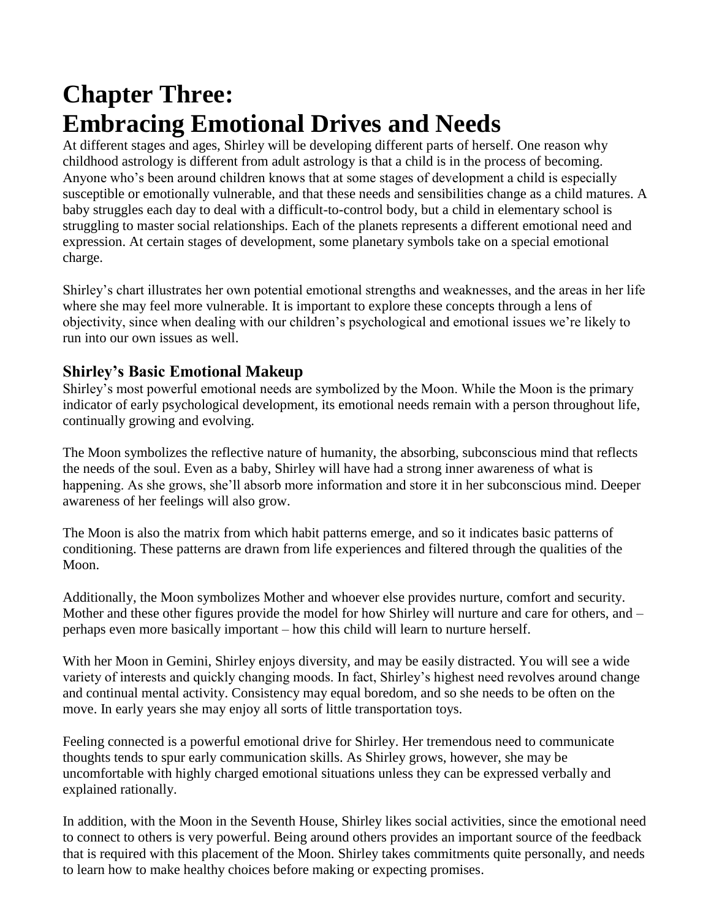# Chapter Three:
# Embracing Emotional Drives and Needs

At different stages and ages, Shirley will be developing different parts of herself. One reason why childhood astrology is different from adult astrology is that a child is in the process of becoming. Anyone who's been around children knows that at some stages of development a child is especially susceptible or emotionally vulnerable, and that these needs and sensibilities change as a child matures. A baby struggles each day to deal with a difficult-to-control body, but a child in elementary school is struggling to master social relationships. Each of the planets represents a different emotional need and expression. At certain stages of development, some planetary symbols take on a special emotional charge.

Shirley's chart illustrates her own potential emotional strengths and weaknesses, and the areas in her life where she may feel more vulnerable. It is important to explore these concepts through a lens of objectivity, since when dealing with our children's psychological and emotional issues we're likely to run into our own issues as well.

## Shirley's Basic Emotional Makeup

Shirley's most powerful emotional needs are symbolized by the Moon. While the Moon is the primary indicator of early psychological development, its emotional needs remain with a person throughout life, continually growing and evolving.

The Moon symbolizes the reflective nature of humanity, the absorbing, subconscious mind that reflects the needs of the soul. Even as a baby, Shirley will have had a strong inner awareness of what is happening. As she grows, she'll absorb more information and store it in her subconscious mind. Deeper awareness of her feelings will also grow.

The Moon is also the matrix from which habit patterns emerge, and so it indicates basic patterns of conditioning. These patterns are drawn from life experiences and filtered through the qualities of the Moon.

Additionally, the Moon symbolizes Mother and whoever else provides nurture, comfort and security. Mother and these other figures provide the model for how Shirley will nurture and care for others, and – perhaps even more basically important – how this child will learn to nurture herself.

With her Moon in Gemini, Shirley enjoys diversity, and may be easily distracted. You will see a wide variety of interests and quickly changing moods. In fact, Shirley's highest need revolves around change and continual mental activity. Consistency may equal boredom, and so she needs to be often on the move. In early years she may enjoy all sorts of little transportation toys.

Feeling connected is a powerful emotional drive for Shirley. Her tremendous need to communicate thoughts tends to spur early communication skills. As Shirley grows, however, she may be uncomfortable with highly charged emotional situations unless they can be expressed verbally and explained rationally.

In addition, with the Moon in the Seventh House, Shirley likes social activities, since the emotional need to connect to others is very powerful. Being around others provides an important source of the feedback that is required with this placement of the Moon. Shirley takes commitments quite personally, and needs to learn how to make healthy choices before making or expecting promises.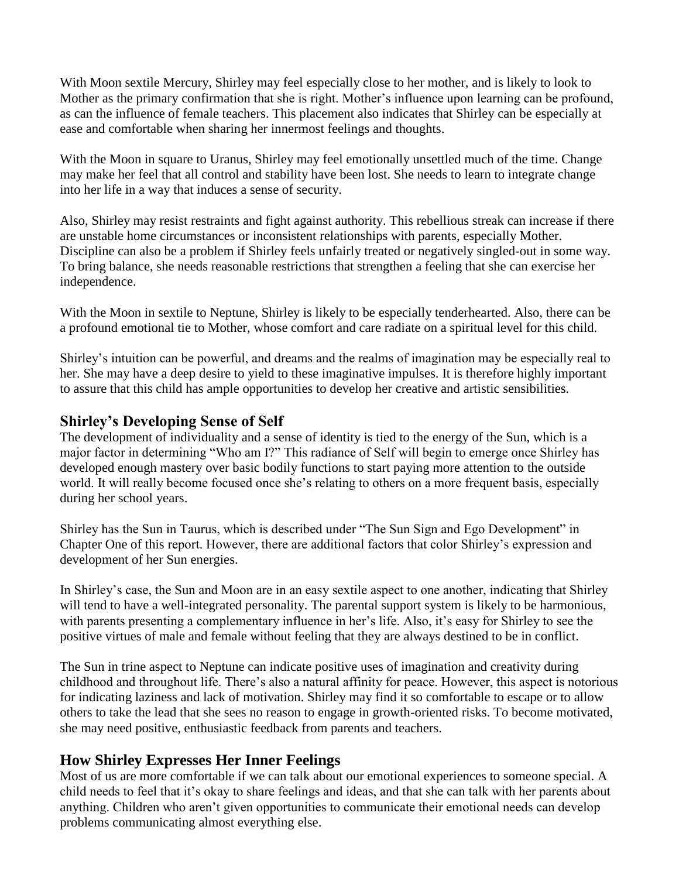With Moon sextile Mercury, Shirley may feel especially close to her mother, and is likely to look to Mother as the primary confirmation that she is right. Mother's influence upon learning can be profound, as can the influence of female teachers. This placement also indicates that Shirley can be especially at ease and comfortable when sharing her innermost feelings and thoughts.

With the Moon in square to Uranus, Shirley may feel emotionally unsettled much of the time. Change may make her feel that all control and stability have been lost. She needs to learn to integrate change into her life in a way that induces a sense of security.

Also, Shirley may resist restraints and fight against authority. This rebellious streak can increase if there are unstable home circumstances or inconsistent relationships with parents, especially Mother. Discipline can also be a problem if Shirley feels unfairly treated or negatively singled-out in some way. To bring balance, she needs reasonable restrictions that strengthen a feeling that she can exercise her independence.

With the Moon in sextile to Neptune, Shirley is likely to be especially tenderhearted. Also, there can be a profound emotional tie to Mother, whose comfort and care radiate on a spiritual level for this child.

Shirley's intuition can be powerful, and dreams and the realms of imagination may be especially real to her. She may have a deep desire to yield to these imaginative impulses. It is therefore highly important to assure that this child has ample opportunities to develop her creative and artistic sensibilities.

## Shirley's Developing Sense of Self

The development of individuality and a sense of identity is tied to the energy of the Sun, which is a major factor in determining "Who am I?" This radiance of Self will begin to emerge once Shirley has developed enough mastery over basic bodily functions to start paying more attention to the outside world. It will really become focused once she's relating to others on a more frequent basis, especially during her school years.

Shirley has the Sun in Taurus, which is described under "The Sun Sign and Ego Development" in Chapter One of this report. However, there are additional factors that color Shirley's expression and development of her Sun energies.

In Shirley's case, the Sun and Moon are in an easy sextile aspect to one another, indicating that Shirley will tend to have a well-integrated personality. The parental support system is likely to be harmonious, with parents presenting a complementary influence in her's life. Also, it's easy for Shirley to see the positive virtues of male and female without feeling that they are always destined to be in conflict.

The Sun in trine aspect to Neptune can indicate positive uses of imagination and creativity during childhood and throughout life. There's also a natural affinity for peace. However, this aspect is notorious for indicating laziness and lack of motivation. Shirley may find it so comfortable to escape or to allow others to take the lead that she sees no reason to engage in growth-oriented risks. To become motivated, she may need positive, enthusiastic feedback from parents and teachers.

## How Shirley Expresses Her Inner Feelings

Most of us are more comfortable if we can talk about our emotional experiences to someone special. A child needs to feel that it's okay to share feelings and ideas, and that she can talk with her parents about anything. Children who aren't given opportunities to communicate their emotional needs can develop problems communicating almost everything else.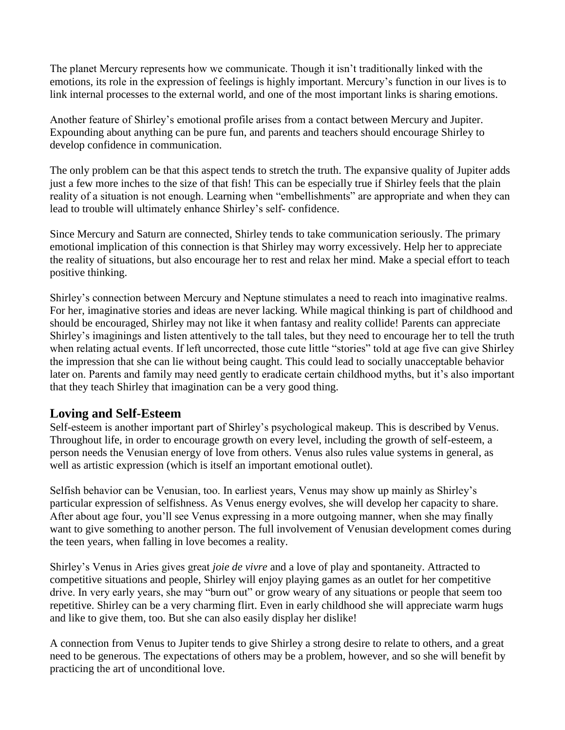The planet Mercury represents how we communicate. Though it isn't traditionally linked with the emotions, its role in the expression of feelings is highly important. Mercury's function in our lives is to link internal processes to the external world, and one of the most important links is sharing emotions.

Another feature of Shirley's emotional profile arises from a contact between Mercury and Jupiter. Expounding about anything can be pure fun, and parents and teachers should encourage Shirley to develop confidence in communication.

The only problem can be that this aspect tends to stretch the truth. The expansive quality of Jupiter adds just a few more inches to the size of that fish! This can be especially true if Shirley feels that the plain reality of a situation is not enough. Learning when "embellishments" are appropriate and when they can lead to trouble will ultimately enhance Shirley's self- confidence.

Since Mercury and Saturn are connected, Shirley tends to take communication seriously. The primary emotional implication of this connection is that Shirley may worry excessively. Help her to appreciate the reality of situations, but also encourage her to rest and relax her mind. Make a special effort to teach positive thinking.

Shirley's connection between Mercury and Neptune stimulates a need to reach into imaginative realms. For her, imaginative stories and ideas are never lacking. While magical thinking is part of childhood and should be encouraged, Shirley may not like it when fantasy and reality collide! Parents can appreciate Shirley's imaginings and listen attentively to the tall tales, but they need to encourage her to tell the truth when relating actual events. If left uncorrected, those cute little "stories" told at age five can give Shirley the impression that she can lie without being caught. This could lead to socially unacceptable behavior later on. Parents and family may need gently to eradicate certain childhood myths, but it's also important that they teach Shirley that imagination can be a very good thing.

## Loving and Self-Esteem

Self-esteem is another important part of Shirley's psychological makeup. This is described by Venus. Throughout life, in order to encourage growth on every level, including the growth of self-esteem, a person needs the Venusian energy of love from others. Venus also rules value systems in general, as well as artistic expression (which is itself an important emotional outlet).

Selfish behavior can be Venusian, too. In earliest years, Venus may show up mainly as Shirley's particular expression of selfishness. As Venus energy evolves, she will develop her capacity to share. After about age four, you'll see Venus expressing in a more outgoing manner, when she may finally want to give something to another person. The full involvement of Venusian development comes during the teen years, when falling in love becomes a reality.

Shirley's Venus in Aries gives great *joie de vivre* and a love of play and spontaneity. Attracted to competitive situations and people, Shirley will enjoy playing games as an outlet for her competitive drive. In very early years, she may "burn out" or grow weary of any situations or people that seem too repetitive. Shirley can be a very charming flirt. Even in early childhood she will appreciate warm hugs and like to give them, too. But she can also easily display her dislike!

A connection from Venus to Jupiter tends to give Shirley a strong desire to relate to others, and a great need to be generous. The expectations of others may be a problem, however, and so she will benefit by practicing the art of unconditional love.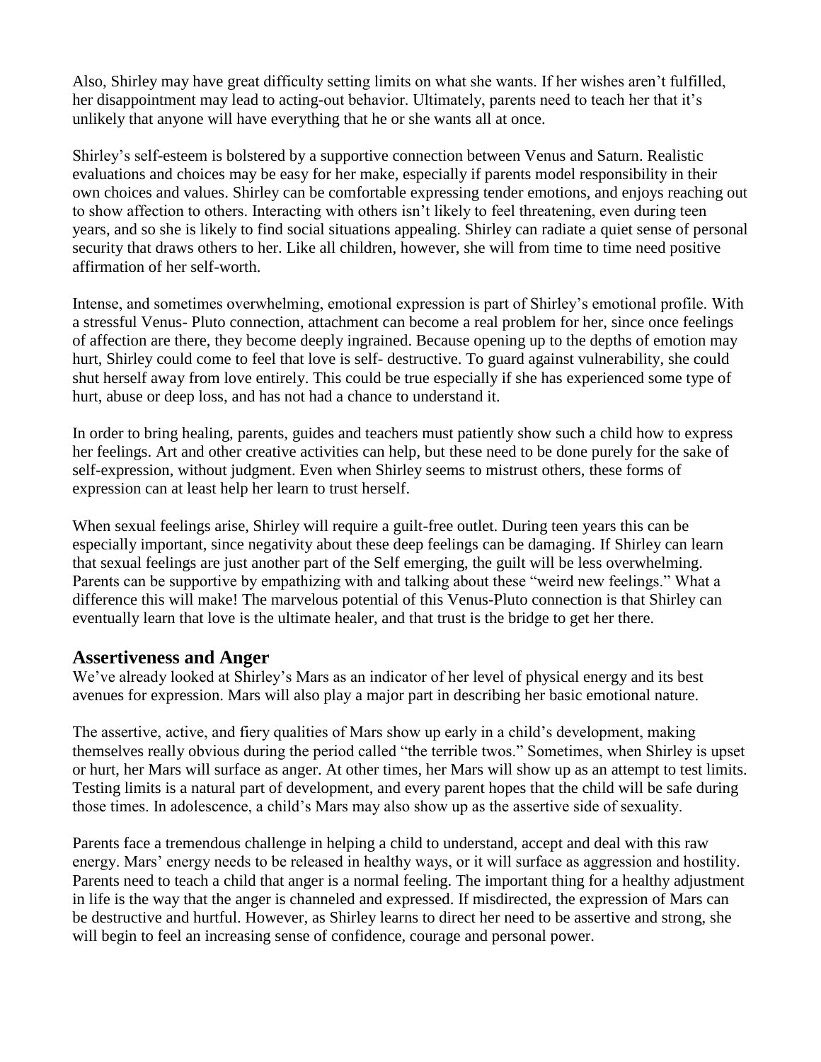Also, Shirley may have great difficulty setting limits on what she wants. If her wishes aren't fulfilled, her disappointment may lead to acting-out behavior. Ultimately, parents need to teach her that it's unlikely that anyone will have everything that he or she wants all at once.

Shirley's self-esteem is bolstered by a supportive connection between Venus and Saturn. Realistic evaluations and choices may be easy for her make, especially if parents model responsibility in their own choices and values. Shirley can be comfortable expressing tender emotions, and enjoys reaching out to show affection to others. Interacting with others isn't likely to feel threatening, even during teen years, and so she is likely to find social situations appealing. Shirley can radiate a quiet sense of personal security that draws others to her. Like all children, however, she will from time to time need positive affirmation of her self-worth.

Intense, and sometimes overwhelming, emotional expression is part of Shirley's emotional profile. With a stressful Venus- Pluto connection, attachment can become a real problem for her, since once feelings of affection are there, they become deeply ingrained. Because opening up to the depths of emotion may hurt, Shirley could come to feel that love is self- destructive. To guard against vulnerability, she could shut herself away from love entirely. This could be true especially if she has experienced some type of hurt, abuse or deep loss, and has not had a chance to understand it.

In order to bring healing, parents, guides and teachers must patiently show such a child how to express her feelings. Art and other creative activities can help, but these need to be done purely for the sake of self-expression, without judgment. Even when Shirley seems to mistrust others, these forms of expression can at least help her learn to trust herself.

When sexual feelings arise, Shirley will require a guilt-free outlet. During teen years this can be especially important, since negativity about these deep feelings can be damaging. If Shirley can learn that sexual feelings are just another part of the Self emerging, the guilt will be less overwhelming. Parents can be supportive by empathizing with and talking about these "weird new feelings." What a difference this will make! The marvelous potential of this Venus-Pluto connection is that Shirley can eventually learn that love is the ultimate healer, and that trust is the bridge to get her there.

## Assertiveness and Anger

We've already looked at Shirley's Mars as an indicator of her level of physical energy and its best avenues for expression. Mars will also play a major part in describing her basic emotional nature.

The assertive, active, and fiery qualities of Mars show up early in a child's development, making themselves really obvious during the period called "the terrible twos." Sometimes, when Shirley is upset or hurt, her Mars will surface as anger. At other times, her Mars will show up as an attempt to test limits. Testing limits is a natural part of development, and every parent hopes that the child will be safe during those times. In adolescence, a child's Mars may also show up as the assertive side of sexuality.

Parents face a tremendous challenge in helping a child to understand, accept and deal with this raw energy. Mars' energy needs to be released in healthy ways, or it will surface as aggression and hostility. Parents need to teach a child that anger is a normal feeling. The important thing for a healthy adjustment in life is the way that the anger is channeled and expressed. If misdirected, the expression of Mars can be destructive and hurtful. However, as Shirley learns to direct her need to be assertive and strong, she will begin to feel an increasing sense of confidence, courage and personal power.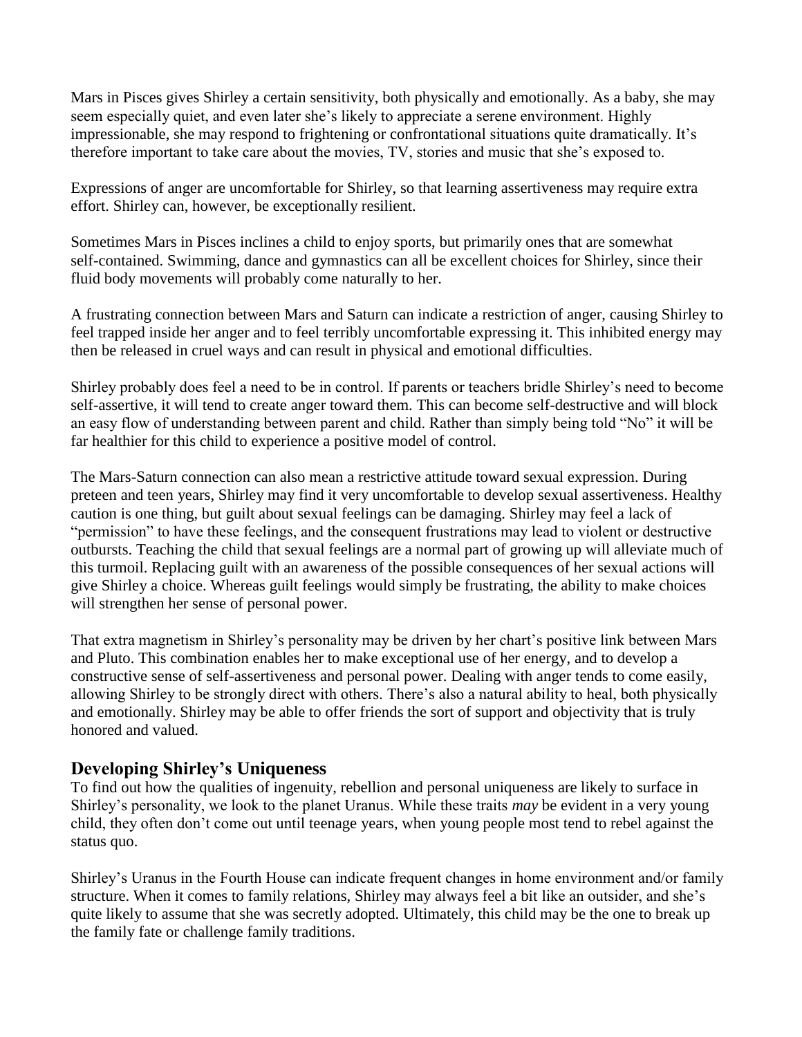Mars in Pisces gives Shirley a certain sensitivity, both physically and emotionally. As a baby, she may seem especially quiet, and even later she's likely to appreciate a serene environment. Highly impressionable, she may respond to frightening or confrontational situations quite dramatically. It's therefore important to take care about the movies, TV, stories and music that she's exposed to.

Expressions of anger are uncomfortable for Shirley, so that learning assertiveness may require extra effort. Shirley can, however, be exceptionally resilient.

Sometimes Mars in Pisces inclines a child to enjoy sports, but primarily ones that are somewhat self-contained. Swimming, dance and gymnastics can all be excellent choices for Shirley, since their fluid body movements will probably come naturally to her.

A frustrating connection between Mars and Saturn can indicate a restriction of anger, causing Shirley to feel trapped inside her anger and to feel terribly uncomfortable expressing it. This inhibited energy may then be released in cruel ways and can result in physical and emotional difficulties.

Shirley probably does feel a need to be in control. If parents or teachers bridle Shirley's need to become self-assertive, it will tend to create anger toward them. This can become self-destructive and will block an easy flow of understanding between parent and child. Rather than simply being told "No" it will be far healthier for this child to experience a positive model of control.

The Mars-Saturn connection can also mean a restrictive attitude toward sexual expression. During preteen and teen years, Shirley may find it very uncomfortable to develop sexual assertiveness. Healthy caution is one thing, but guilt about sexual feelings can be damaging. Shirley may feel a lack of "permission" to have these feelings, and the consequent frustrations may lead to violent or destructive outbursts. Teaching the child that sexual feelings are a normal part of growing up will alleviate much of this turmoil. Replacing guilt with an awareness of the possible consequences of her sexual actions will give Shirley a choice. Whereas guilt feelings would simply be frustrating, the ability to make choices will strengthen her sense of personal power.

That extra magnetism in Shirley's personality may be driven by her chart's positive link between Mars and Pluto. This combination enables her to make exceptional use of her energy, and to develop a constructive sense of self-assertiveness and personal power. Dealing with anger tends to come easily, allowing Shirley to be strongly direct with others. There's also a natural ability to heal, both physically and emotionally. Shirley may be able to offer friends the sort of support and objectivity that is truly honored and valued.

## Developing Shirley's Uniqueness

To find out how the qualities of ingenuity, rebellion and personal uniqueness are likely to surface in Shirley's personality, we look to the planet Uranus. While these traits *may* be evident in a very young child, they often don't come out until teenage years, when young people most tend to rebel against the status quo.

Shirley's Uranus in the Fourth House can indicate frequent changes in home environment and/or family structure. When it comes to family relations, Shirley may always feel a bit like an outsider, and she's quite likely to assume that she was secretly adopted. Ultimately, this child may be the one to break up the family fate or challenge family traditions.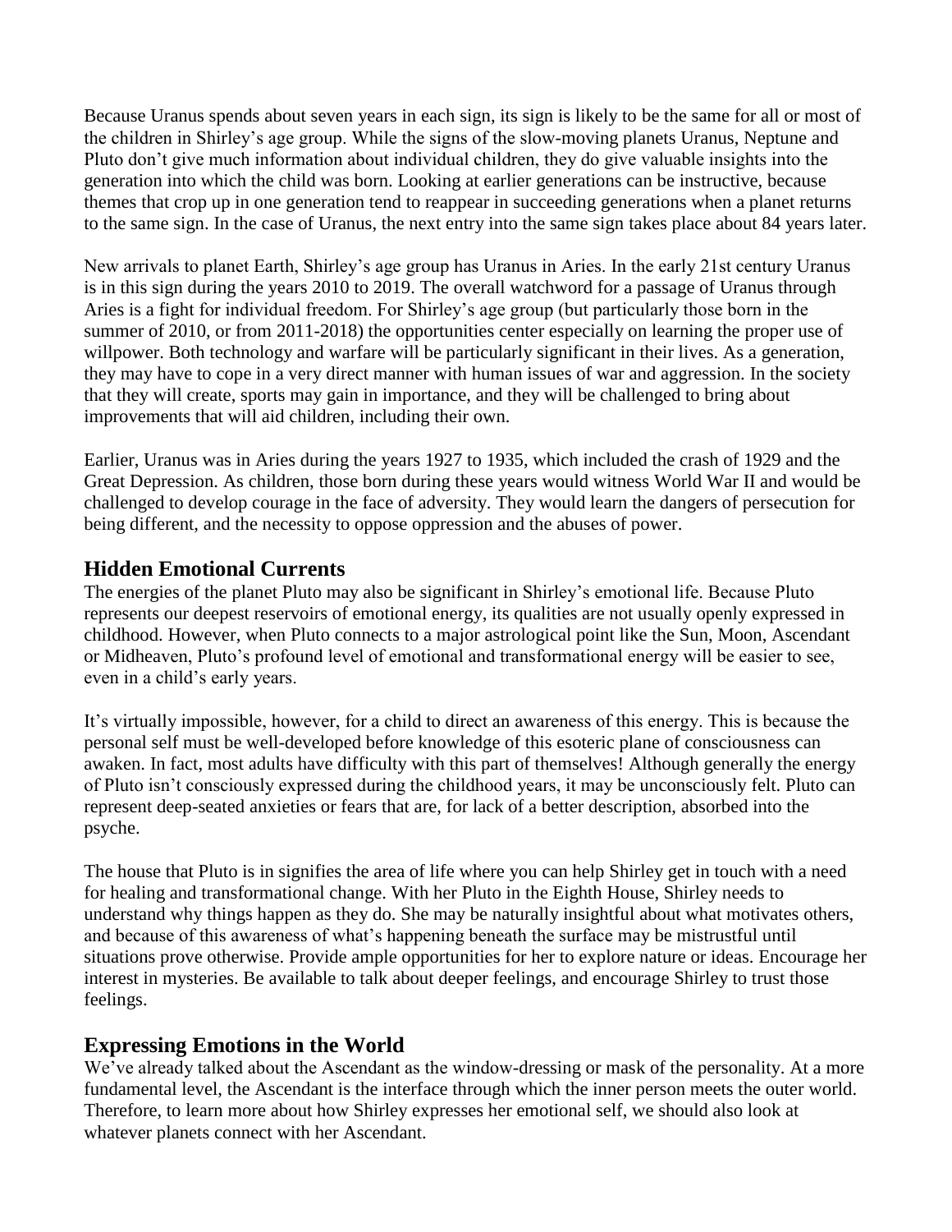Because Uranus spends about seven years in each sign, its sign is likely to be the same for all or most of the children in Shirley's age group. While the signs of the slow-moving planets Uranus, Neptune and Pluto don't give much information about individual children, they do give valuable insights into the generation into which the child was born. Looking at earlier generations can be instructive, because themes that crop up in one generation tend to reappear in succeeding generations when a planet returns to the same sign. In the case of Uranus, the next entry into the same sign takes place about 84 years later.

New arrivals to planet Earth, Shirley's age group has Uranus in Aries. In the early 21st century Uranus is in this sign during the years 2010 to 2019. The overall watchword for a passage of Uranus through Aries is a fight for individual freedom. For Shirley's age group (but particularly those born in the summer of 2010, or from 2011-2018) the opportunities center especially on learning the proper use of willpower. Both technology and warfare will be particularly significant in their lives. As a generation, they may have to cope in a very direct manner with human issues of war and aggression. In the society that they will create, sports may gain in importance, and they will be challenged to bring about improvements that will aid children, including their own.

Earlier, Uranus was in Aries during the years 1927 to 1935, which included the crash of 1929 and the Great Depression. As children, those born during these years would witness World War II and would be challenged to develop courage in the face of adversity. They would learn the dangers of persecution for being different, and the necessity to oppose oppression and the abuses of power.

## Hidden Emotional Currents

The energies of the planet Pluto may also be significant in Shirley's emotional life. Because Pluto represents our deepest reservoirs of emotional energy, its qualities are not usually openly expressed in childhood. However, when Pluto connects to a major astrological point like the Sun, Moon, Ascendant or Midheaven, Pluto's profound level of emotional and transformational energy will be easier to see, even in a child's early years.

It's virtually impossible, however, for a child to direct an awareness of this energy. This is because the personal self must be well-developed before knowledge of this esoteric plane of consciousness can awaken. In fact, most adults have difficulty with this part of themselves! Although generally the energy of Pluto isn't consciously expressed during the childhood years, it may be unconsciously felt. Pluto can represent deep-seated anxieties or fears that are, for lack of a better description, absorbed into the psyche.

The house that Pluto is in signifies the area of life where you can help Shirley get in touch with a need for healing and transformational change. With her Pluto in the Eighth House, Shirley needs to understand why things happen as they do. She may be naturally insightful about what motivates others, and because of this awareness of what's happening beneath the surface may be mistrustful until situations prove otherwise. Provide ample opportunities for her to explore nature or ideas. Encourage her interest in mysteries. Be available to talk about deeper feelings, and encourage Shirley to trust those feelings.

## Expressing Emotions in the World

We've already talked about the Ascendant as the window-dressing or mask of the personality. At a more fundamental level, the Ascendant is the interface through which the inner person meets the outer world. Therefore, to learn more about how Shirley expresses her emotional self, we should also look at whatever planets connect with her Ascendant.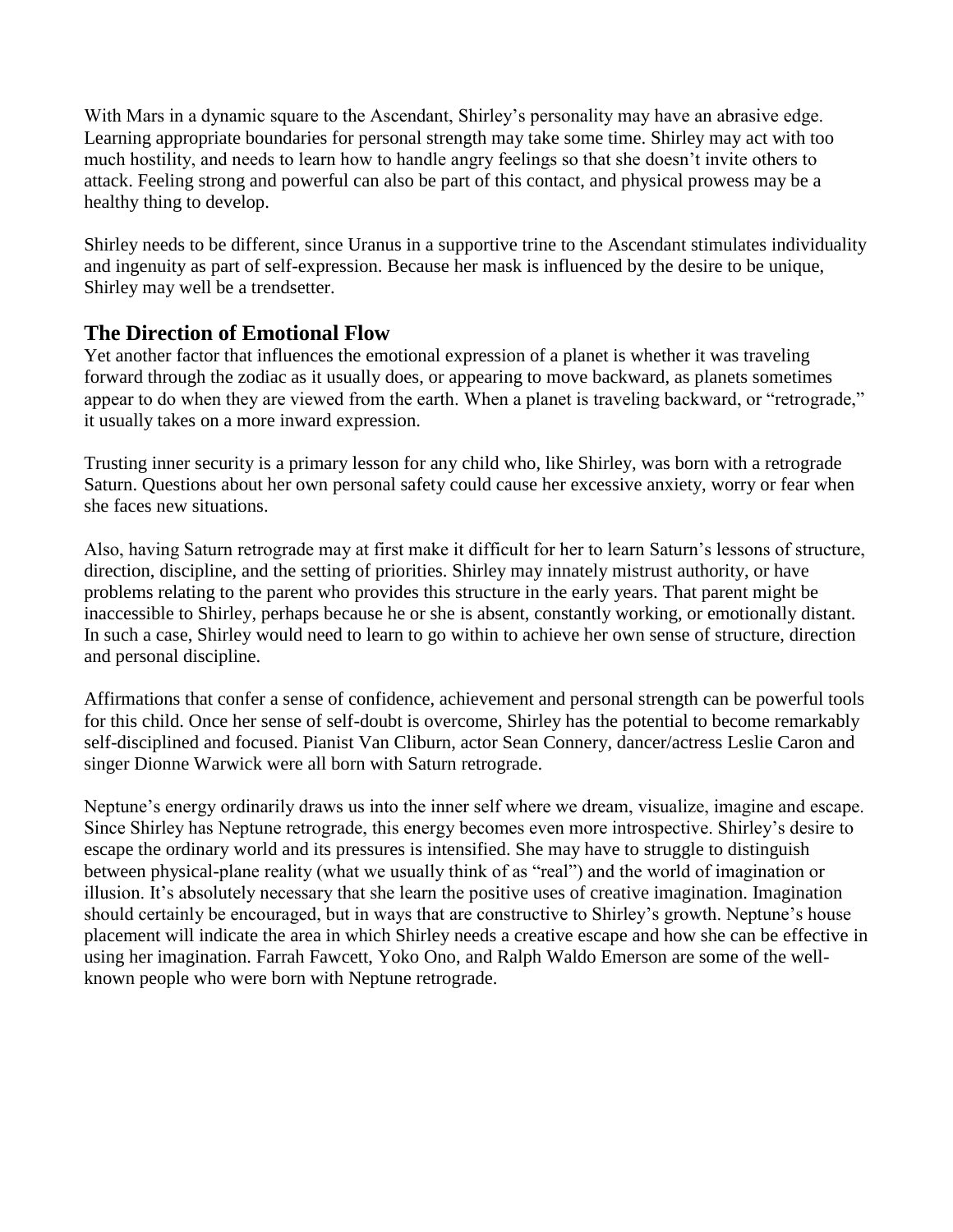With Mars in a dynamic square to the Ascendant, Shirley's personality may have an abrasive edge. Learning appropriate boundaries for personal strength may take some time. Shirley may act with too much hostility, and needs to learn how to handle angry feelings so that she doesn't invite others to attack. Feeling strong and powerful can also be part of this contact, and physical prowess may be a healthy thing to develop.

Shirley needs to be different, since Uranus in a supportive trine to the Ascendant stimulates individuality and ingenuity as part of self-expression. Because her mask is influenced by the desire to be unique, Shirley may well be a trendsetter.

## The Direction of Emotional Flow

Yet another factor that influences the emotional expression of a planet is whether it was traveling forward through the zodiac as it usually does, or appearing to move backward, as planets sometimes appear to do when they are viewed from the earth. When a planet is traveling backward, or "retrograde," it usually takes on a more inward expression.

Trusting inner security is a primary lesson for any child who, like Shirley, was born with a retrograde Saturn. Questions about her own personal safety could cause her excessive anxiety, worry or fear when she faces new situations.

Also, having Saturn retrograde may at first make it difficult for her to learn Saturn's lessons of structure, direction, discipline, and the setting of priorities. Shirley may innately mistrust authority, or have problems relating to the parent who provides this structure in the early years. That parent might be inaccessible to Shirley, perhaps because he or she is absent, constantly working, or emotionally distant. In such a case, Shirley would need to learn to go within to achieve her own sense of structure, direction and personal discipline.

Affirmations that confer a sense of confidence, achievement and personal strength can be powerful tools for this child. Once her sense of self-doubt is overcome, Shirley has the potential to become remarkably self-disciplined and focused. Pianist Van Cliburn, actor Sean Connery, dancer/actress Leslie Caron and singer Dionne Warwick were all born with Saturn retrograde.

Neptune's energy ordinarily draws us into the inner self where we dream, visualize, imagine and escape. Since Shirley has Neptune retrograde, this energy becomes even more introspective. Shirley's desire to escape the ordinary world and its pressures is intensified. She may have to struggle to distinguish between physical-plane reality (what we usually think of as "real") and the world of imagination or illusion. It's absolutely necessary that she learn the positive uses of creative imagination. Imagination should certainly be encouraged, but in ways that are constructive to Shirley's growth. Neptune's house placement will indicate the area in which Shirley needs a creative escape and how she can be effective in using her imagination. Farrah Fawcett, Yoko Ono, and Ralph Waldo Emerson are some of the well-known people who were born with Neptune retrograde.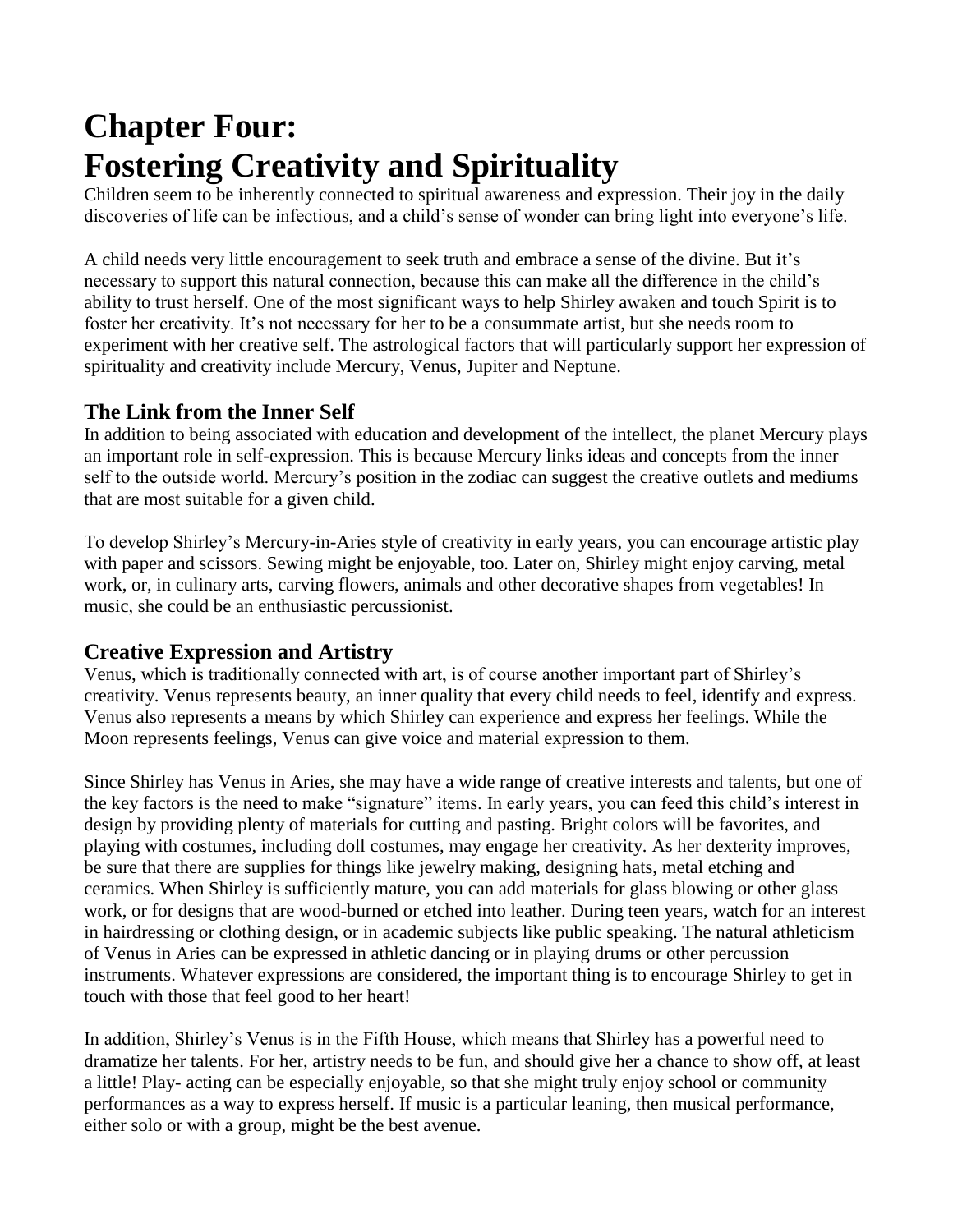# Chapter Four: Fostering Creativity and Spirituality

Children seem to be inherently connected to spiritual awareness and expression. Their joy in the daily discoveries of life can be infectious, and a child's sense of wonder can bring light into everyone's life.

A child needs very little encouragement to seek truth and embrace a sense of the divine. But it's necessary to support this natural connection, because this can make all the difference in the child's ability to trust herself. One of the most significant ways to help Shirley awaken and touch Spirit is to foster her creativity. It's not necessary for her to be a consummate artist, but she needs room to experiment with her creative self. The astrological factors that will particularly support her expression of spirituality and creativity include Mercury, Venus, Jupiter and Neptune.

## The Link from the Inner Self

In addition to being associated with education and development of the intellect, the planet Mercury plays an important role in self-expression. This is because Mercury links ideas and concepts from the inner self to the outside world. Mercury's position in the zodiac can suggest the creative outlets and mediums that are most suitable for a given child.

To develop Shirley's Mercury-in-Aries style of creativity in early years, you can encourage artistic play with paper and scissors. Sewing might be enjoyable, too. Later on, Shirley might enjoy carving, metal work, or, in culinary arts, carving flowers, animals and other decorative shapes from vegetables! In music, she could be an enthusiastic percussionist.

## Creative Expression and Artistry

Venus, which is traditionally connected with art, is of course another important part of Shirley's creativity. Venus represents beauty, an inner quality that every child needs to feel, identify and express. Venus also represents a means by which Shirley can experience and express her feelings. While the Moon represents feelings, Venus can give voice and material expression to them.

Since Shirley has Venus in Aries, she may have a wide range of creative interests and talents, but one of the key factors is the need to make "signature" items. In early years, you can feed this child's interest in design by providing plenty of materials for cutting and pasting. Bright colors will be favorites, and playing with costumes, including doll costumes, may engage her creativity. As her dexterity improves, be sure that there are supplies for things like jewelry making, designing hats, metal etching and ceramics. When Shirley is sufficiently mature, you can add materials for glass blowing or other glass work, or for designs that are wood-burned or etched into leather. During teen years, watch for an interest in hairdressing or clothing design, or in academic subjects like public speaking. The natural athleticism of Venus in Aries can be expressed in athletic dancing or in playing drums or other percussion instruments. Whatever expressions are considered, the important thing is to encourage Shirley to get in touch with those that feel good to her heart!

In addition, Shirley's Venus is in the Fifth House, which means that Shirley has a powerful need to dramatize her talents. For her, artistry needs to be fun, and should give her a chance to show off, at least a little! Play- acting can be especially enjoyable, so that she might truly enjoy school or community performances as a way to express herself. If music is a particular leaning, then musical performance, either solo or with a group, might be the best avenue.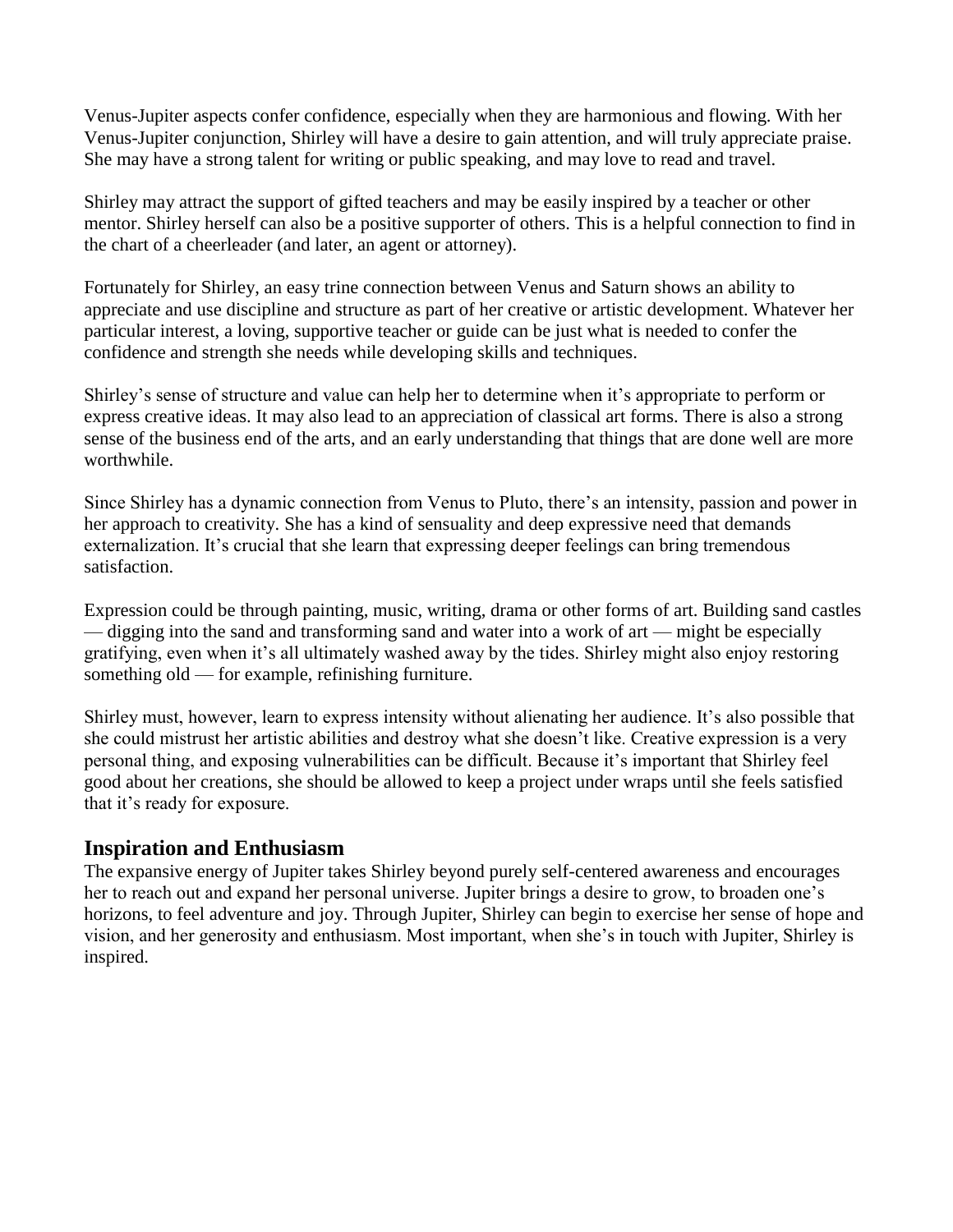Venus-Jupiter aspects confer confidence, especially when they are harmonious and flowing. With her Venus-Jupiter conjunction, Shirley will have a desire to gain attention, and will truly appreciate praise. She may have a strong talent for writing or public speaking, and may love to read and travel.

Shirley may attract the support of gifted teachers and may be easily inspired by a teacher or other mentor. Shirley herself can also be a positive supporter of others. This is a helpful connection to find in the chart of a cheerleader (and later, an agent or attorney).

Fortunately for Shirley, an easy trine connection between Venus and Saturn shows an ability to appreciate and use discipline and structure as part of her creative or artistic development. Whatever her particular interest, a loving, supportive teacher or guide can be just what is needed to confer the confidence and strength she needs while developing skills and techniques.

Shirley's sense of structure and value can help her to determine when it's appropriate to perform or express creative ideas. It may also lead to an appreciation of classical art forms. There is also a strong sense of the business end of the arts, and an early understanding that things that are done well are more worthwhile.

Since Shirley has a dynamic connection from Venus to Pluto, there's an intensity, passion and power in her approach to creativity. She has a kind of sensuality and deep expressive need that demands externalization. It's crucial that she learn that expressing deeper feelings can bring tremendous satisfaction.

Expression could be through painting, music, writing, drama or other forms of art. Building sand castles — digging into the sand and transforming sand and water into a work of art — might be especially gratifying, even when it's all ultimately washed away by the tides. Shirley might also enjoy restoring something old — for example, refinishing furniture.

Shirley must, however, learn to express intensity without alienating her audience. It's also possible that she could mistrust her artistic abilities and destroy what she doesn't like. Creative expression is a very personal thing, and exposing vulnerabilities can be difficult. Because it's important that Shirley feel good about her creations, she should be allowed to keep a project under wraps until she feels satisfied that it's ready for exposure.

## Inspiration and Enthusiasm

The expansive energy of Jupiter takes Shirley beyond purely self-centered awareness and encourages her to reach out and expand her personal universe. Jupiter brings a desire to grow, to broaden one's horizons, to feel adventure and joy. Through Jupiter, Shirley can begin to exercise her sense of hope and vision, and her generosity and enthusiasm. Most important, when she's in touch with Jupiter, Shirley is inspired.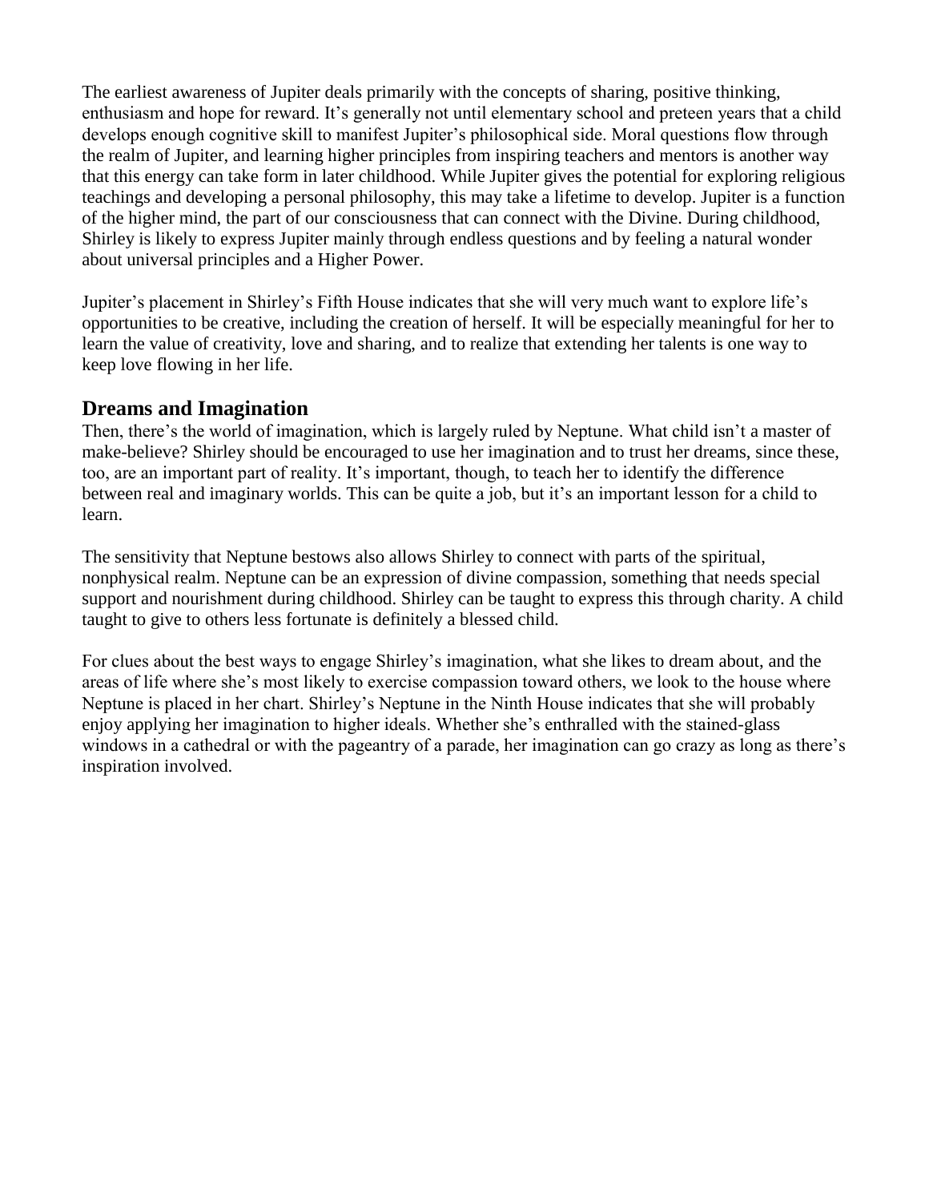The earliest awareness of Jupiter deals primarily with the concepts of sharing, positive thinking, enthusiasm and hope for reward. It's generally not until elementary school and preteen years that a child develops enough cognitive skill to manifest Jupiter's philosophical side. Moral questions flow through the realm of Jupiter, and learning higher principles from inspiring teachers and mentors is another way that this energy can take form in later childhood. While Jupiter gives the potential for exploring religious teachings and developing a personal philosophy, this may take a lifetime to develop. Jupiter is a function of the higher mind, the part of our consciousness that can connect with the Divine. During childhood, Shirley is likely to express Jupiter mainly through endless questions and by feeling a natural wonder about universal principles and a Higher Power.

Jupiter's placement in Shirley's Fifth House indicates that she will very much want to explore life's opportunities to be creative, including the creation of herself. It will be especially meaningful for her to learn the value of creativity, love and sharing, and to realize that extending her talents is one way to keep love flowing in her life.

## Dreams and Imagination

Then, there's the world of imagination, which is largely ruled by Neptune. What child isn't a master of make-believe? Shirley should be encouraged to use her imagination and to trust her dreams, since these, too, are an important part of reality. It's important, though, to teach her to identify the difference between real and imaginary worlds. This can be quite a job, but it's an important lesson for a child to learn.

The sensitivity that Neptune bestows also allows Shirley to connect with parts of the spiritual, nonphysical realm. Neptune can be an expression of divine compassion, something that needs special support and nourishment during childhood. Shirley can be taught to express this through charity. A child taught to give to others less fortunate is definitely a blessed child.

For clues about the best ways to engage Shirley's imagination, what she likes to dream about, and the areas of life where she's most likely to exercise compassion toward others, we look to the house where Neptune is placed in her chart. Shirley's Neptune in the Ninth House indicates that she will probably enjoy applying her imagination to higher ideals. Whether she's enthralled with the stained-glass windows in a cathedral or with the pageantry of a parade, her imagination can go crazy as long as there's inspiration involved.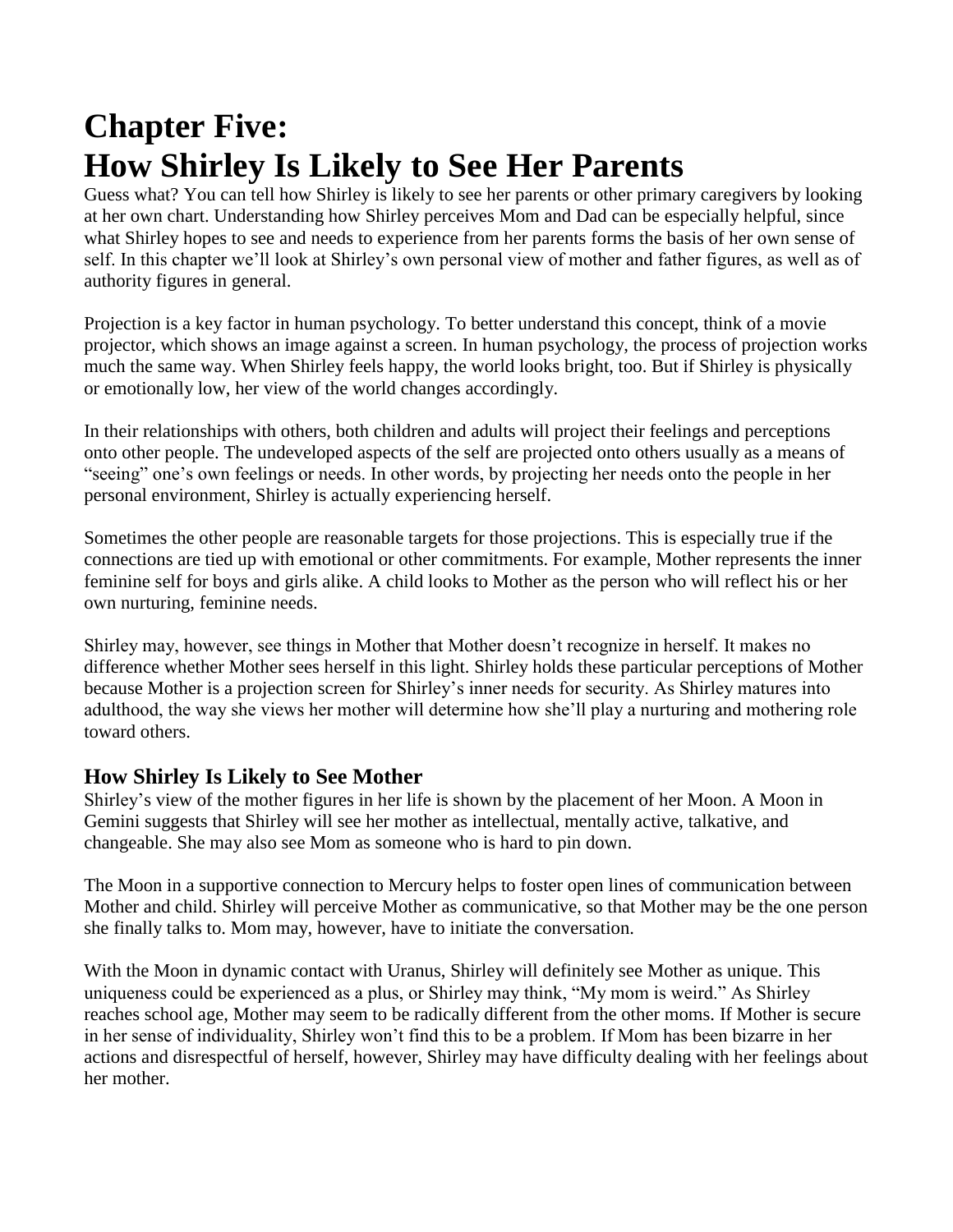# Chapter Five:
# How Shirley Is Likely to See Her Parents

Guess what? You can tell how Shirley is likely to see her parents or other primary caregivers by looking at her own chart. Understanding how Shirley perceives Mom and Dad can be especially helpful, since what Shirley hopes to see and needs to experience from her parents forms the basis of her own sense of self. In this chapter we'll look at Shirley's own personal view of mother and father figures, as well as of authority figures in general.

Projection is a key factor in human psychology. To better understand this concept, think of a movie projector, which shows an image against a screen. In human psychology, the process of projection works much the same way. When Shirley feels happy, the world looks bright, too. But if Shirley is physically or emotionally low, her view of the world changes accordingly.

In their relationships with others, both children and adults will project their feelings and perceptions onto other people. The undeveloped aspects of the self are projected onto others usually as a means of "seeing" one's own feelings or needs. In other words, by projecting her needs onto the people in her personal environment, Shirley is actually experiencing herself.

Sometimes the other people are reasonable targets for those projections. This is especially true if the connections are tied up with emotional or other commitments. For example, Mother represents the inner feminine self for boys and girls alike. A child looks to Mother as the person who will reflect his or her own nurturing, feminine needs.

Shirley may, however, see things in Mother that Mother doesn't recognize in herself. It makes no difference whether Mother sees herself in this light. Shirley holds these particular perceptions of Mother because Mother is a projection screen for Shirley's inner needs for security. As Shirley matures into adulthood, the way she views her mother will determine how she'll play a nurturing and mothering role toward others.

## How Shirley Is Likely to See Mother

Shirley's view of the mother figures in her life is shown by the placement of her Moon. A Moon in Gemini suggests that Shirley will see her mother as intellectual, mentally active, talkative, and changeable. She may also see Mom as someone who is hard to pin down.

The Moon in a supportive connection to Mercury helps to foster open lines of communication between Mother and child. Shirley will perceive Mother as communicative, so that Mother may be the one person she finally talks to. Mom may, however, have to initiate the conversation.

With the Moon in dynamic contact with Uranus, Shirley will definitely see Mother as unique. This uniqueness could be experienced as a plus, or Shirley may think, "My mom is weird." As Shirley reaches school age, Mother may seem to be radically different from the other moms. If Mother is secure in her sense of individuality, Shirley won't find this to be a problem. If Mom has been bizarre in her actions and disrespectful of herself, however, Shirley may have difficulty dealing with her feelings about her mother.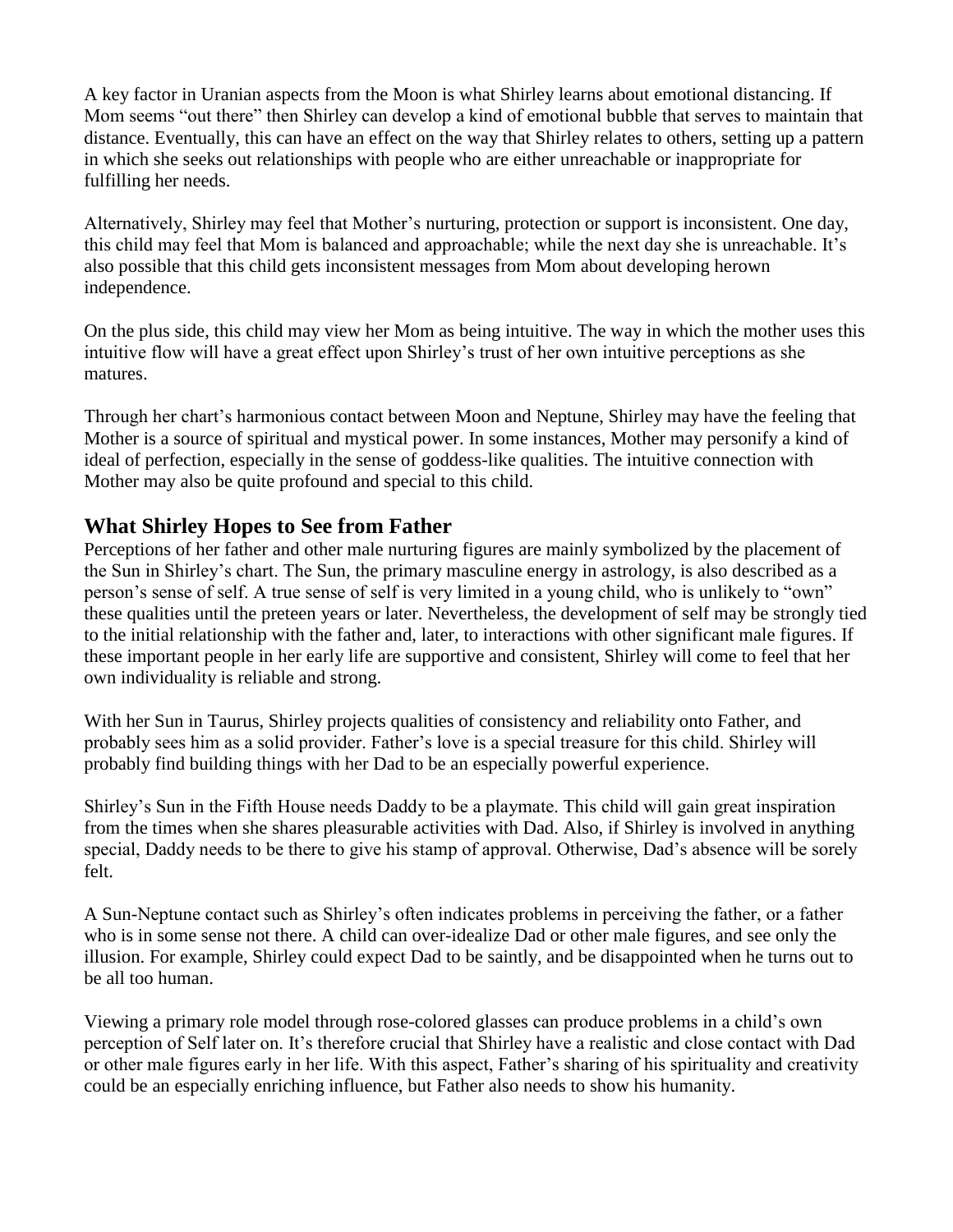A key factor in Uranian aspects from the Moon is what Shirley learns about emotional distancing. If Mom seems "out there" then Shirley can develop a kind of emotional bubble that serves to maintain that distance. Eventually, this can have an effect on the way that Shirley relates to others, setting up a pattern in which she seeks out relationships with people who are either unreachable or inappropriate for fulfilling her needs.

Alternatively, Shirley may feel that Mother's nurturing, protection or support is inconsistent. One day, this child may feel that Mom is balanced and approachable; while the next day she is unreachable. It's also possible that this child gets inconsistent messages from Mom about developing herown independence.

On the plus side, this child may view her Mom as being intuitive. The way in which the mother uses this intuitive flow will have a great effect upon Shirley's trust of her own intuitive perceptions as she matures.

Through her chart's harmonious contact between Moon and Neptune, Shirley may have the feeling that Mother is a source of spiritual and mystical power. In some instances, Mother may personify a kind of ideal of perfection, especially in the sense of goddess-like qualities. The intuitive connection with Mother may also be quite profound and special to this child.

## What Shirley Hopes to See from Father

Perceptions of her father and other male nurturing figures are mainly symbolized by the placement of the Sun in Shirley's chart. The Sun, the primary masculine energy in astrology, is also described as a person's sense of self. A true sense of self is very limited in a young child, who is unlikely to "own" these qualities until the preteen years or later. Nevertheless, the development of self may be strongly tied to the initial relationship with the father and, later, to interactions with other significant male figures. If these important people in her early life are supportive and consistent, Shirley will come to feel that her own individuality is reliable and strong.

With her Sun in Taurus, Shirley projects qualities of consistency and reliability onto Father, and probably sees him as a solid provider. Father's love is a special treasure for this child. Shirley will probably find building things with her Dad to be an especially powerful experience.

Shirley's Sun in the Fifth House needs Daddy to be a playmate. This child will gain great inspiration from the times when she shares pleasurable activities with Dad. Also, if Shirley is involved in anything special, Daddy needs to be there to give his stamp of approval. Otherwise, Dad's absence will be sorely felt.

A Sun-Neptune contact such as Shirley's often indicates problems in perceiving the father, or a father who is in some sense not there. A child can over-idealize Dad or other male figures, and see only the illusion. For example, Shirley could expect Dad to be saintly, and be disappointed when he turns out to be all too human.

Viewing a primary role model through rose-colored glasses can produce problems in a child's own perception of Self later on. It's therefore crucial that Shirley have a realistic and close contact with Dad or other male figures early in her life. With this aspect, Father's sharing of his spirituality and creativity could be an especially enriching influence, but Father also needs to show his humanity.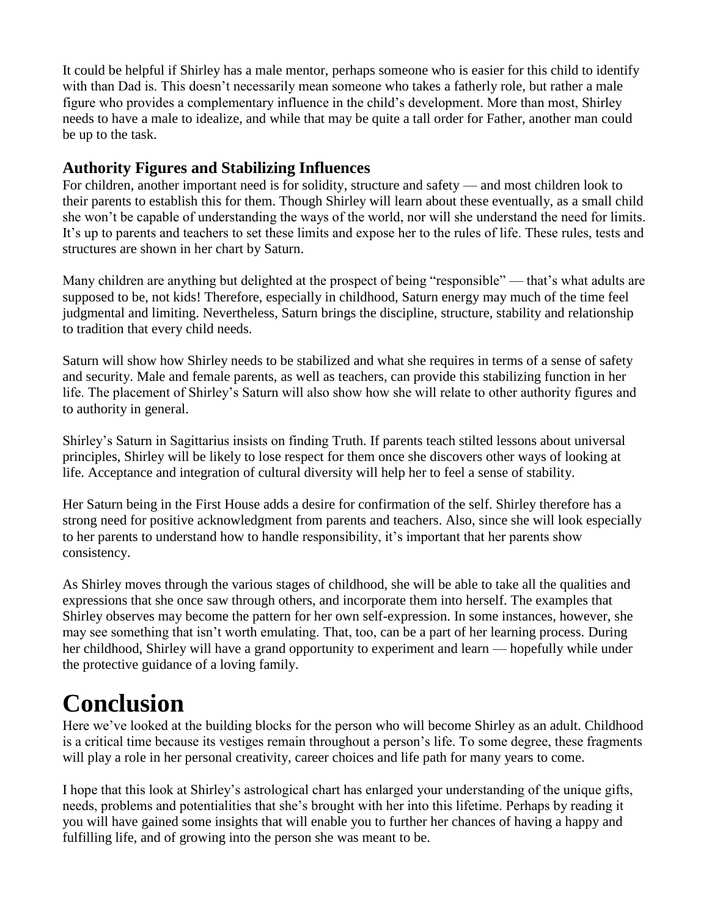It could be helpful if Shirley has a male mentor, perhaps someone who is easier for this child to identify with than Dad is. This doesn't necessarily mean someone who takes a fatherly role, but rather a male figure who provides a complementary influence in the child's development. More than most, Shirley needs to have a male to idealize, and while that may be quite a tall order for Father, another man could be up to the task.

### Authority Figures and Stabilizing Influences

For children, another important need is for solidity, structure and safety — and most children look to their parents to establish this for them. Though Shirley will learn about these eventually, as a small child she won't be capable of understanding the ways of the world, nor will she understand the need for limits. It's up to parents and teachers to set these limits and expose her to the rules of life. These rules, tests and structures are shown in her chart by Saturn.

Many children are anything but delighted at the prospect of being "responsible" — that's what adults are supposed to be, not kids! Therefore, especially in childhood, Saturn energy may much of the time feel judgmental and limiting. Nevertheless, Saturn brings the discipline, structure, stability and relationship to tradition that every child needs.

Saturn will show how Shirley needs to be stabilized and what she requires in terms of a sense of safety and security. Male and female parents, as well as teachers, can provide this stabilizing function in her life. The placement of Shirley's Saturn will also show how she will relate to other authority figures and to authority in general.

Shirley's Saturn in Sagittarius insists on finding Truth. If parents teach stilted lessons about universal principles, Shirley will be likely to lose respect for them once she discovers other ways of looking at life. Acceptance and integration of cultural diversity will help her to feel a sense of stability.

Her Saturn being in the First House adds a desire for confirmation of the self. Shirley therefore has a strong need for positive acknowledgment from parents and teachers. Also, since she will look especially to her parents to understand how to handle responsibility, it's important that her parents show consistency.

As Shirley moves through the various stages of childhood, she will be able to take all the qualities and expressions that she once saw through others, and incorporate them into herself. The examples that Shirley observes may become the pattern for her own self-expression. In some instances, however, she may see something that isn't worth emulating. That, too, can be a part of her learning process. During her childhood, Shirley will have a grand opportunity to experiment and learn — hopefully while under the protective guidance of a loving family.

# Conclusion

Here we've looked at the building blocks for the person who will become Shirley as an adult. Childhood is a critical time because its vestiges remain throughout a person's life. To some degree, these fragments will play a role in her personal creativity, career choices and life path for many years to come.

I hope that this look at Shirley's astrological chart has enlarged your understanding of the unique gifts, needs, problems and potentialities that she's brought with her into this lifetime. Perhaps by reading it you will have gained some insights that will enable you to further her chances of having a happy and fulfilling life, and of growing into the person she was meant to be.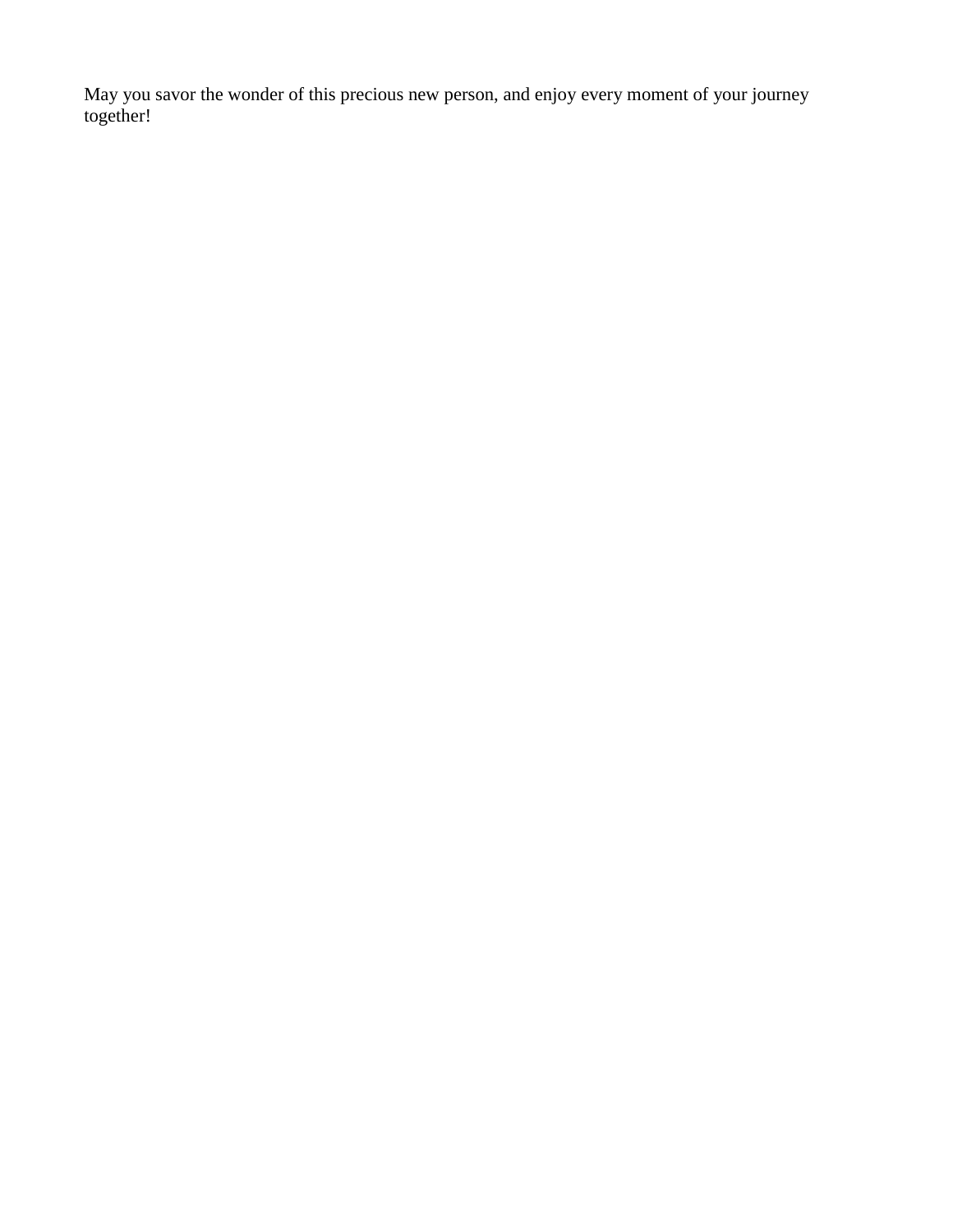May you savor the wonder of this precious new person, and enjoy every moment of your journey together!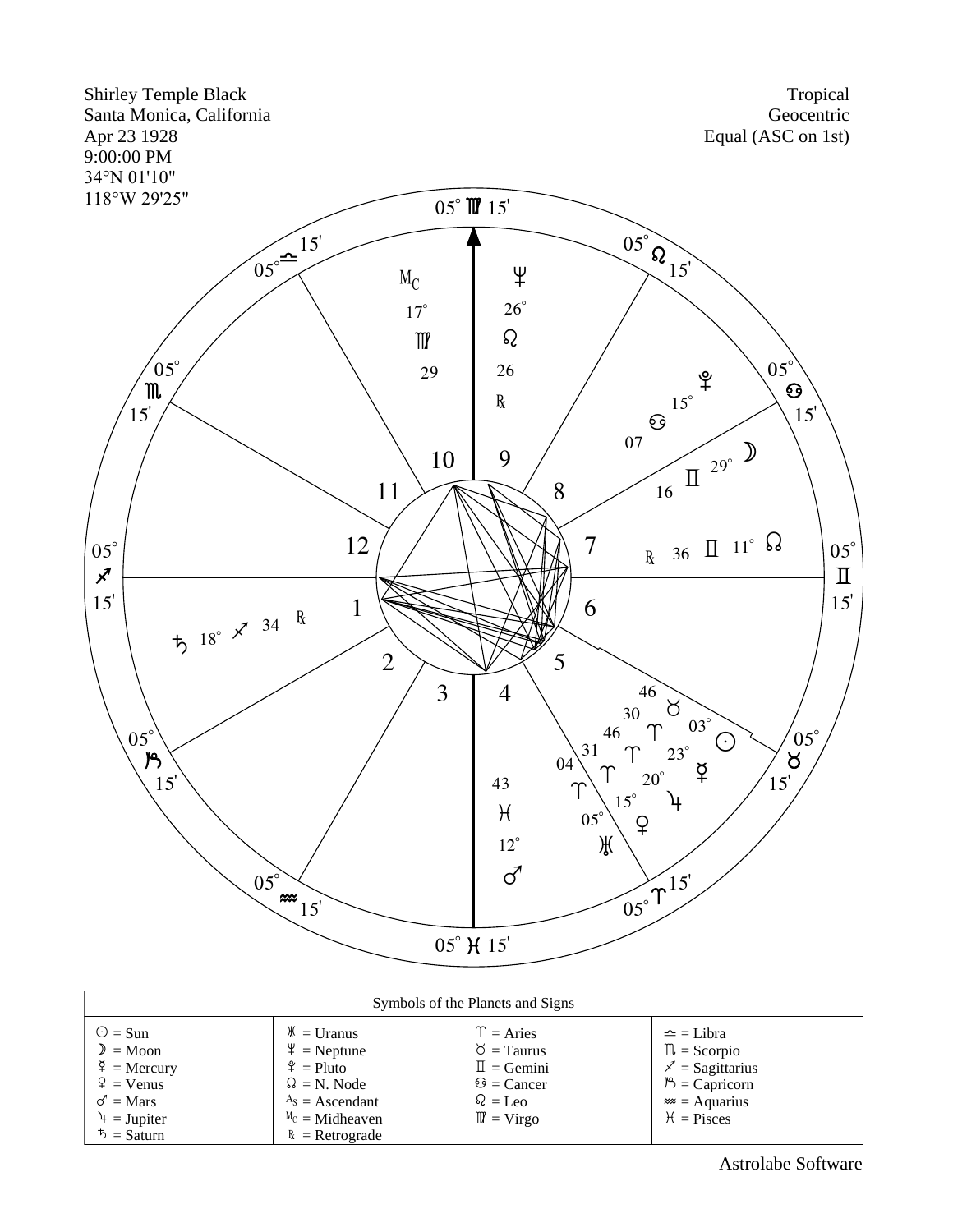Shirley Temple Black
Santa Monica, California
Apr 23 1928
9:00:00 PM
34°N 01'10"
118°W 29'25"

Tropical
Geocentric
Equal (ASC on 1st)

| Symbols of the Planets and Signs | | | |
|---|---|---|---|
| ☉ = Sun | ♅ = Uranus | ♈ = Aries | ♎ = Libra |
| ☽ = Moon | ♆ = Neptune | ♉ = Taurus | ♏ = Scorpio |
| ☿ = Mercury | ♇ = Pluto | ♊ = Gemini | ♐ = Sagittarius |
| ♀ = Venus | ☊ = N. Node | ♋ = Cancer | ♑ = Capricorn |
| ♂ = Mars | As = Ascendant | ♌ = Leo | ♒ = Aquarius |
| ♃ = Jupiter | Mc = Midheaven | ♍ = Virgo | ♓ = Pisces |
| ♄ = Saturn | ℞ = Retrograde | | |

Astrolabe Software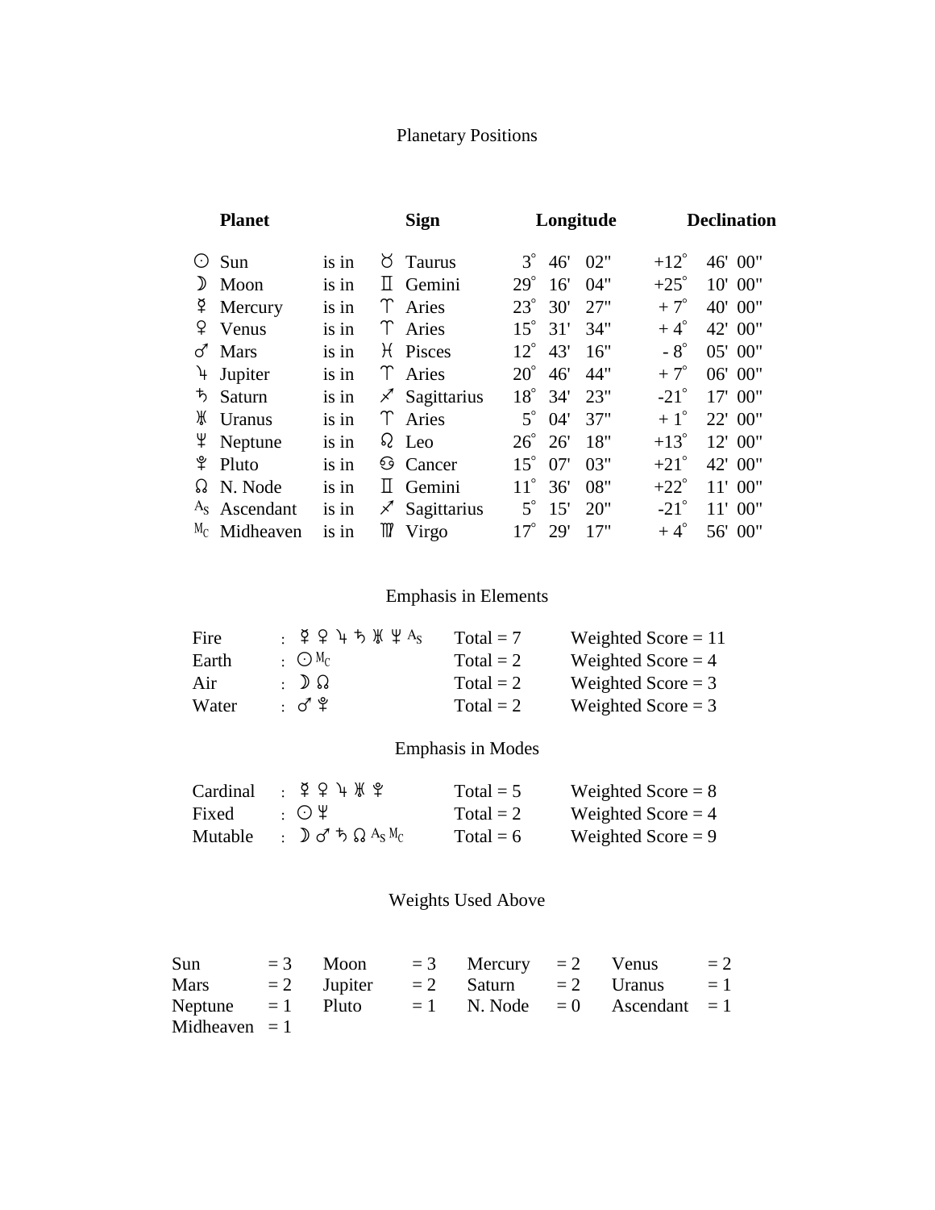# Planetary Positions

| Planet | | Sign | Longitude | Declination |
|---|---|---|---|---|
| ☉ Sun | is in | ♉ Taurus | 3° 46' 02" | +12° 46' 00" |
| ☽ Moon | is in | ♊ Gemini | 29° 16' 04" | +25° 10' 00" |
| ☿ Mercury | is in | ♈ Aries | 23° 30' 27" | + 7° 40' 00" |
| ♀ Venus | is in | ♈ Aries | 15° 31' 34" | + 4° 42' 00" |
| ♂ Mars | is in | ♓ Pisces | 12° 43' 16" | - 8° 05' 00" |
| ♃ Jupiter | is in | ♈ Aries | 20° 46' 44" | + 7° 06' 00" |
| ♄ Saturn | is in | ♐ Sagittarius | 18° 34' 23" | -21° 17' 00" |
| ♅ Uranus | is in | ♈ Aries | 5° 04' 37" | + 1° 22' 00" |
| ♆ Neptune | is in | ♌ Leo | 26° 26' 18" | +13° 12' 00" |
| ♇ Pluto | is in | ♋ Cancer | 15° 07' 03" | +21° 42' 00" |
| ☊ N. Node | is in | ♊ Gemini | 11° 36' 08" | +22° 11' 00" |
| As Ascendant | is in | ♐ Sagittarius | 5° 15' 20" | -21° 11' 00" |
| Mc Midheaven | is in | ♍ Virgo | 17° 29' 17" | + 4° 56' 00" |

## Emphasis in Elements

| | | | |
|---|---|---|---|
| Fire | : ☿ ♀ ♃ ♄ ♅ ♆ As | Total = 7 | Weighted Score = 11 |
| Earth | : ☉ Mc | Total = 2 | Weighted Score = 4 |
| Air | : ☽ ☊ | Total = 2 | Weighted Score = 3 |
| Water | : ♂ ♇ | Total = 2 | Weighted Score = 3 |

## Emphasis in Modes

| | | | |
|---|---|---|---|
| Cardinal | : ☿ ♀ ♃ ♅ ♇ | Total = 5 | Weighted Score = 8 |
| Fixed | : ☉ ♆ | Total = 2 | Weighted Score = 4 |
| Mutable | : ☽ ♂ ♄ ☊ As Mc | Total = 6 | Weighted Score = 9 |

## Weights Used Above

| | | | | | | | |
|---|---|---|---|---|---|---|---|
| Sun | = 3 | Moon | = 3 | Mercury | = 2 | Venus | = 2 |
| Mars | = 2 | Jupiter | = 2 | Saturn | = 2 | Uranus | = 1 |
| Neptune | = 1 | Pluto | = 1 | N. Node | = 0 | Ascendant | = 1 |
| Midheaven | = 1 | | | | | | |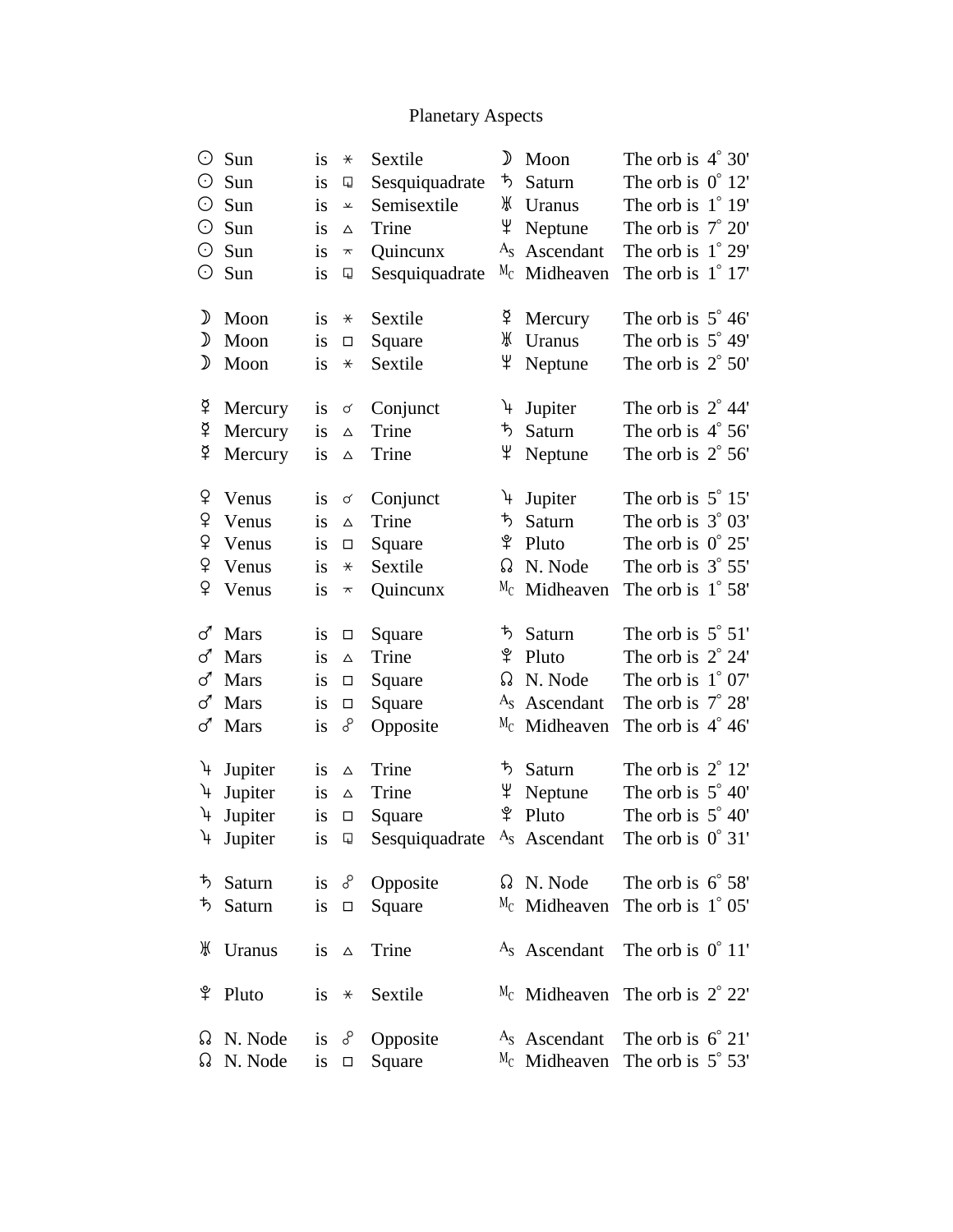# Planetary Aspects

| | | | | | | |
|---|---|---|---|---|---|---|
| ☉ Sun | is | ⚹ | Sextile | ☽ Moon | The orb is | 4° 30' |
| ☉ Sun | is | ⚼ | Sesquiquadrate | ♄ Saturn | The orb is | 0° 12' |
| ☉ Sun | is | ⚺ | Semisextile | ♅ Uranus | The orb is | 1° 19' |
| ☉ Sun | is | △ | Trine | ♆ Neptune | The orb is | 7° 20' |
| ☉ Sun | is | ⚻ | Quincunx | As Ascendant | The orb is | 1° 29' |
| ☉ Sun | is | ⚼ | Sesquiquadrate | Mc Midheaven | The orb is | 1° 17' |
| ☽ Moon | is | ⚹ | Sextile | ☿ Mercury | The orb is | 5° 46' |
| ☽ Moon | is | □ | Square | ♅ Uranus | The orb is | 5° 49' |
| ☽ Moon | is | ⚹ | Sextile | ♆ Neptune | The orb is | 2° 50' |
| ☿ Mercury | is | ☌ | Conjunct | ♃ Jupiter | The orb is | 2° 44' |
| ☿ Mercury | is | △ | Trine | ♄ Saturn | The orb is | 4° 56' |
| ☿ Mercury | is | △ | Trine | ♆ Neptune | The orb is | 2° 56' |
| ♀ Venus | is | ☌ | Conjunct | ♃ Jupiter | The orb is | 5° 15' |
| ♀ Venus | is | △ | Trine | ♄ Saturn | The orb is | 3° 03' |
| ♀ Venus | is | □ | Square | ♇ Pluto | The orb is | 0° 25' |
| ♀ Venus | is | ⚹ | Sextile | ☊ N. Node | The orb is | 3° 55' |
| ♀ Venus | is | ⚻ | Quincunx | Mc Midheaven | The orb is | 1° 58' |
| ♂ Mars | is | □ | Square | ♄ Saturn | The orb is | 5° 51' |
| ♂ Mars | is | △ | Trine | ♇ Pluto | The orb is | 2° 24' |
| ♂ Mars | is | □ | Square | ☊ N. Node | The orb is | 1° 07' |
| ♂ Mars | is | □ | Square | As Ascendant | The orb is | 7° 28' |
| ♂ Mars | is | ☍ | Opposite | Mc Midheaven | The orb is | 4° 46' |
| ♃ Jupiter | is | △ | Trine | ♄ Saturn | The orb is | 2° 12' |
| ♃ Jupiter | is | △ | Trine | ♆ Neptune | The orb is | 5° 40' |
| ♃ Jupiter | is | □ | Square | ♇ Pluto | The orb is | 5° 40' |
| ♃ Jupiter | is | ⚼ | Sesquiquadrate | As Ascendant | The orb is | 0° 31' |
| ♄ Saturn | is | ☍ | Opposite | ☊ N. Node | The orb is | 6° 58' |
| ♄ Saturn | is | □ | Square | Mc Midheaven | The orb is | 1° 05' |
| ♅ Uranus | is | △ | Trine | As Ascendant | The orb is | 0° 11' |
| ♇ Pluto | is | ⚹ | Sextile | Mc Midheaven | The orb is | 2° 22' |
| ☊ N. Node | is | ☍ | Opposite | As Ascendant | The orb is | 6° 21' |
| ☊ N. Node | is | □ | Square | Mc Midheaven | The orb is | 5° 53' |